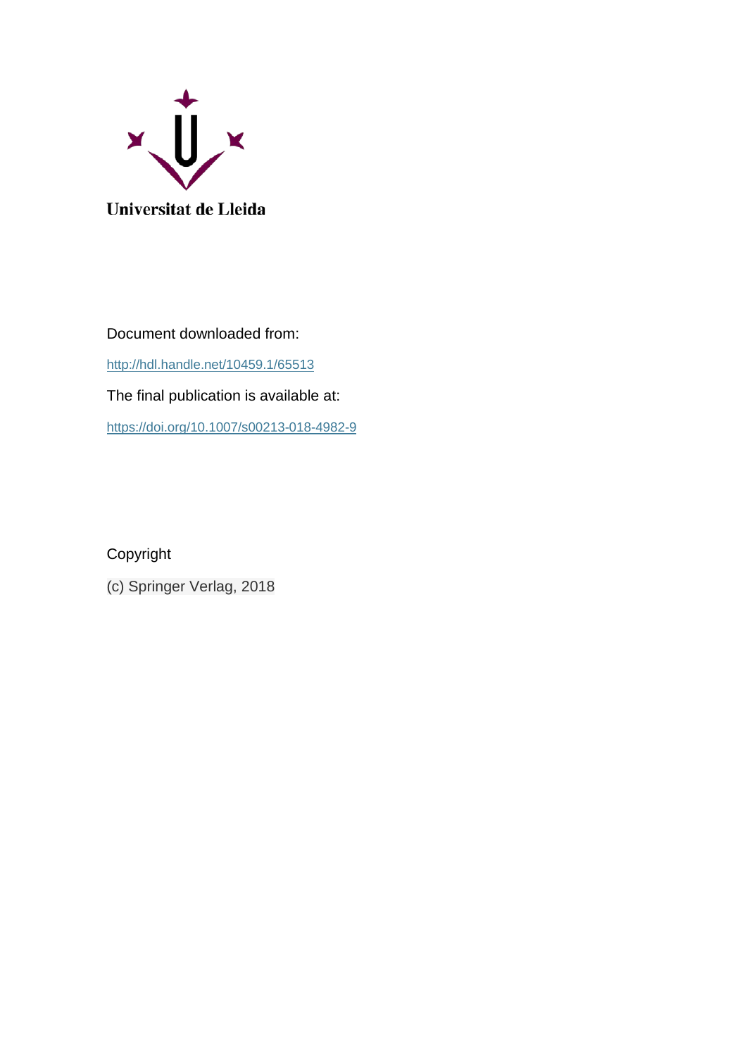Universitat de Lleida

Document downloaded from:

http://hdl.handle.net/10459.1/65513

The final publication is available at:

https://doi.org/10.1007/s00213-018-4982-9

Copyright

(c) Springer Verlag, 2018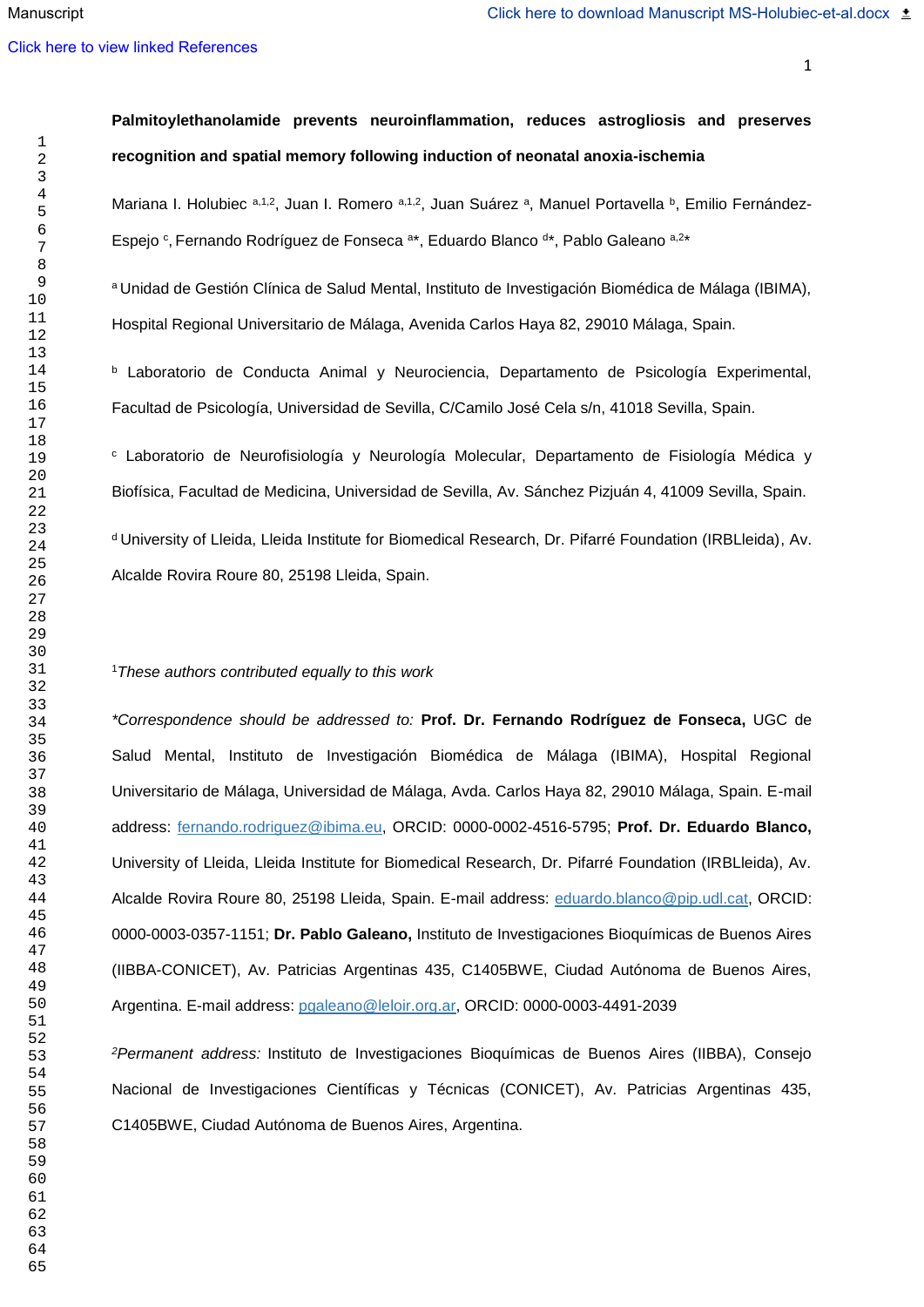**Palmitoylethanolamide prevents neuroinflammation, reduces astrogliosis and preserves recognition and spatial memory following induction of neonatal anoxia-ischemia**

Mariana I. Holubiec [a,1,2], Juan I. Romero [a,1,2], Juan Suárez [a], Manuel Portavella [b], Emilio Fernández-Espejo [c], Fernando Rodríguez de Fonseca [a]*, Eduardo Blanco [d]*, Pablo Galeano [a,2]*

[a] Unidad de Gestión Clínica de Salud Mental, Instituto de Investigación Biomédica de Málaga (IBIMA), Hospital Regional Universitario de Málaga, Avenida Carlos Haya 82, 29010 Málaga, Spain.

[b] Laboratorio de Conducta Animal y Neurociencia, Departamento de Psicología Experimental, Facultad de Psicología, Universidad de Sevilla, C/Camilo José Cela s/n, 41018 Sevilla, Spain.

[c] Laboratorio de Neurofisiología y Neurología Molecular, Departamento de Fisiología Médica y Biofísica, Facultad de Medicina, Universidad de Sevilla, Av. Sánchez Pizjuán 4, 41009 Sevilla, Spain.

[d] University of Lleida, Lleida Institute for Biomedical Research, Dr. Pifarré Foundation (IRBLleida), Av. Alcalde Rovira Roure 80, 25198 Lleida, Spain.

[1]*These authors contributed equally to this work*

*\*Correspondence should be addressed to:* **Prof. Dr. Fernando Rodríguez de Fonseca,** UGC de Salud Mental, Instituto de Investigación Biomédica de Málaga (IBIMA), Hospital Regional Universitario de Málaga, Universidad de Málaga, Avda. Carlos Haya 82, 29010 Málaga, Spain. E-mail address: fernando.rodriguez@ibima.eu, ORCID: 0000-0002-4516-5795; **Prof. Dr. Eduardo Blanco,** University of Lleida, Lleida Institute for Biomedical Research, Dr. Pifarré Foundation (IRBLleida), Av. Alcalde Rovira Roure 80, 25198 Lleida, Spain. E-mail address: eduardo.blanco@pip.udl.cat, ORCID: 0000-0003-0357-1151; **Dr. Pablo Galeano,** Instituto de Investigaciones Bioquímicas de Buenos Aires (IIBBA-CONICET), Av. Patricias Argentinas 435, C1405BWE, Ciudad Autónoma de Buenos Aires, Argentina. E-mail address: pgaleano@leloir.org.ar, ORCID: 0000-0003-4491-2039

[2]*Permanent address:* Instituto de Investigaciones Bioquímicas de Buenos Aires (IIBBA), Consejo Nacional de Investigaciones Científicas y Técnicas (CONICET), Av. Patricias Argentinas 435, C1405BWE, Ciudad Autónoma de Buenos Aires, Argentina.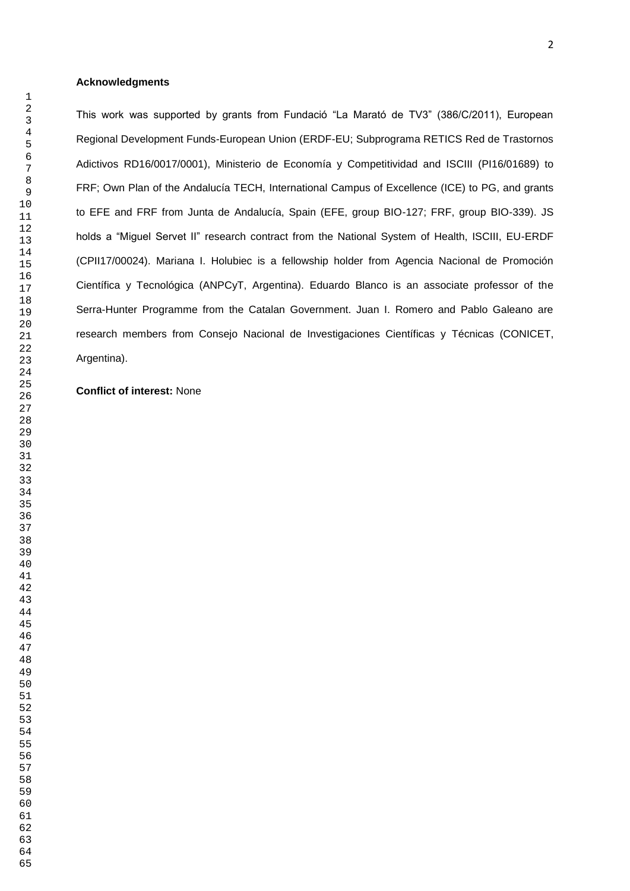**Acknowledgments**

This work was supported by grants from Fundació "La Marató de TV3" (386/C/2011), European Regional Development Funds-European Union (ERDF-EU; Subprograma RETICS Red de Trastornos Adictivos RD16/0017/0001), Ministerio de Economía y Competitividad and ISCIII (PI16/01689) to FRF; Own Plan of the Andalucía TECH, International Campus of Excellence (ICE) to PG, and grants to EFE and FRF from Junta de Andalucía, Spain (EFE, group BIO-127; FRF, group BIO-339). JS holds a "Miguel Servet II" research contract from the National System of Health, ISCIII, EU-ERDF (CPII17/00024). Mariana I. Holubiec is a fellowship holder from Agencia Nacional de Promoción Científica y Tecnológica (ANPCyT, Argentina). Eduardo Blanco is an associate professor of the Serra-Hunter Programme from the Catalan Government. Juan I. Romero and Pablo Galeano are research members from Consejo Nacional de Investigaciones Científicas y Técnicas (CONICET, Argentina).

**Conflict of interest:** None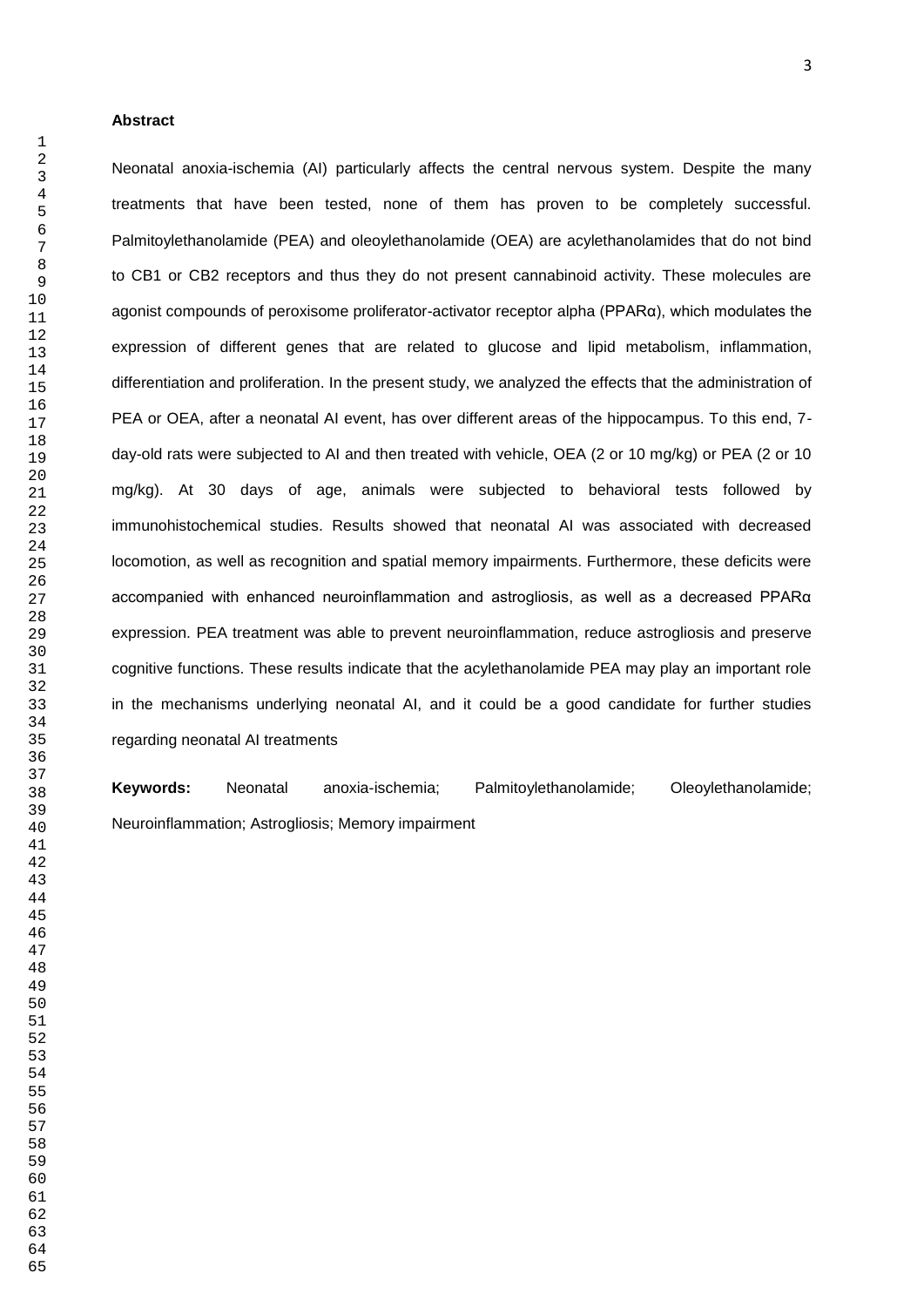## Abstract

Neonatal anoxia-ischemia (AI) particularly affects the central nervous system. Despite the many treatments that have been tested, none of them has proven to be completely successful. Palmitoylethanolamide (PEA) and oleoylethanolamide (OEA) are acylethanolamides that do not bind to CB1 or CB2 receptors and thus they do not present cannabinoid activity. These molecules are agonist compounds of peroxisome proliferator-activator receptor alpha (PPARα), which modulates the expression of different genes that are related to glucose and lipid metabolism, inflammation, differentiation and proliferation. In the present study, we analyzed the effects that the administration of PEA or OEA, after a neonatal AI event, has over different areas of the hippocampus. To this end, 7-day-old rats were subjected to AI and then treated with vehicle, OEA (2 or 10 mg/kg) or PEA (2 or 10 mg/kg). At 30 days of age, animals were subjected to behavioral tests followed by immunohistochemical studies. Results showed that neonatal AI was associated with decreased locomotion, as well as recognition and spatial memory impairments. Furthermore, these deficits were accompanied with enhanced neuroinflammation and astrogliosis, as well as a decreased PPARα expression. PEA treatment was able to prevent neuroinflammation, reduce astrogliosis and preserve cognitive functions. These results indicate that the acylethanolamide PEA may play an important role in the mechanisms underlying neonatal AI, and it could be a good candidate for further studies regarding neonatal AI treatments

**Keywords:** Neonatal anoxia-ischemia; Palmitoylethanolamide; Oleoylethanolamide; Neuroinflammation; Astrogliosis; Memory impairment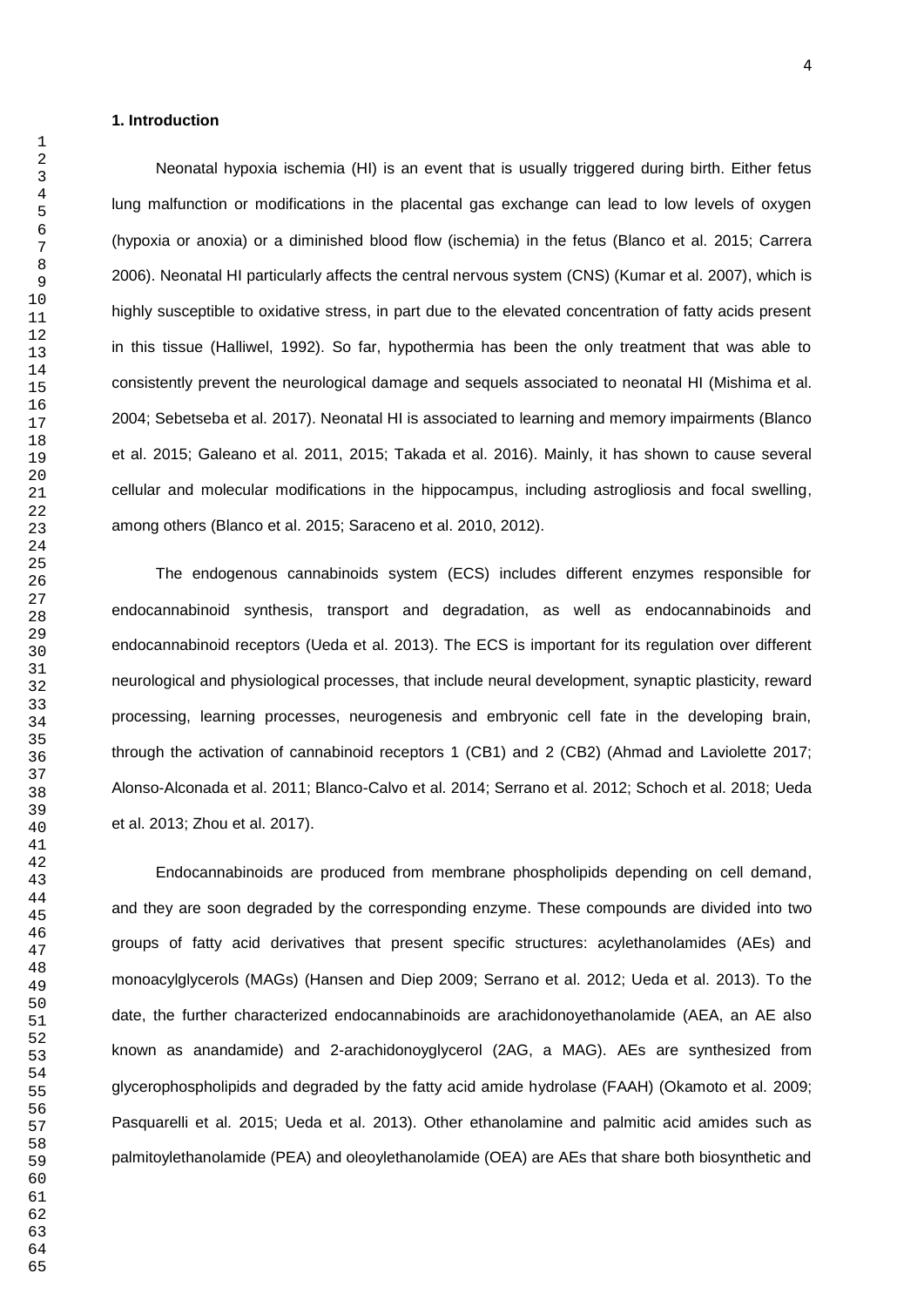## 1. Introduction

Neonatal hypoxia ischemia (HI) is an event that is usually triggered during birth. Either fetus lung malfunction or modifications in the placental gas exchange can lead to low levels of oxygen (hypoxia or anoxia) or a diminished blood flow (ischemia) in the fetus (Blanco et al. 2015; Carrera 2006). Neonatal HI particularly affects the central nervous system (CNS) (Kumar et al. 2007), which is highly susceptible to oxidative stress, in part due to the elevated concentration of fatty acids present in this tissue (Halliwel, 1992). So far, hypothermia has been the only treatment that was able to consistently prevent the neurological damage and sequels associated to neonatal HI (Mishima et al. 2004; Sebetseba et al. 2017). Neonatal HI is associated to learning and memory impairments (Blanco et al. 2015; Galeano et al. 2011, 2015; Takada et al. 2016). Mainly, it has shown to cause several cellular and molecular modifications in the hippocampus, including astrogliosis and focal swelling, among others (Blanco et al. 2015; Saraceno et al. 2010, 2012).

The endogenous cannabinoids system (ECS) includes different enzymes responsible for endocannabinoid synthesis, transport and degradation, as well as endocannabinoids and endocannabinoid receptors (Ueda et al. 2013). The ECS is important for its regulation over different neurological and physiological processes, that include neural development, synaptic plasticity, reward processing, learning processes, neurogenesis and embryonic cell fate in the developing brain, through the activation of cannabinoid receptors 1 (CB1) and 2 (CB2) (Ahmad and Laviolette 2017; Alonso-Alconada et al. 2011; Blanco-Calvo et al. 2014; Serrano et al. 2012; Schoch et al. 2018; Ueda et al. 2013; Zhou et al. 2017).

Endocannabinoids are produced from membrane phospholipids depending on cell demand, and they are soon degraded by the corresponding enzyme. These compounds are divided into two groups of fatty acid derivatives that present specific structures: acylethanolamides (AEs) and monoacylglycerols (MAGs) (Hansen and Diep 2009; Serrano et al. 2012; Ueda et al. 2013). To the date, the further characterized endocannabinoids are arachidonoyethanolamide (AEA, an AE also known as anandamide) and 2-arachidonoyglycerol (2AG, a MAG). AEs are synthesized from glycerophospholipids and degraded by the fatty acid amide hydrolase (FAAH) (Okamoto et al. 2009; Pasquarelli et al. 2015; Ueda et al. 2013). Other ethanolamine and palmitic acid amides such as palmitoylethanolamide (PEA) and oleoylethanolamide (OEA) are AEs that share both biosynthetic and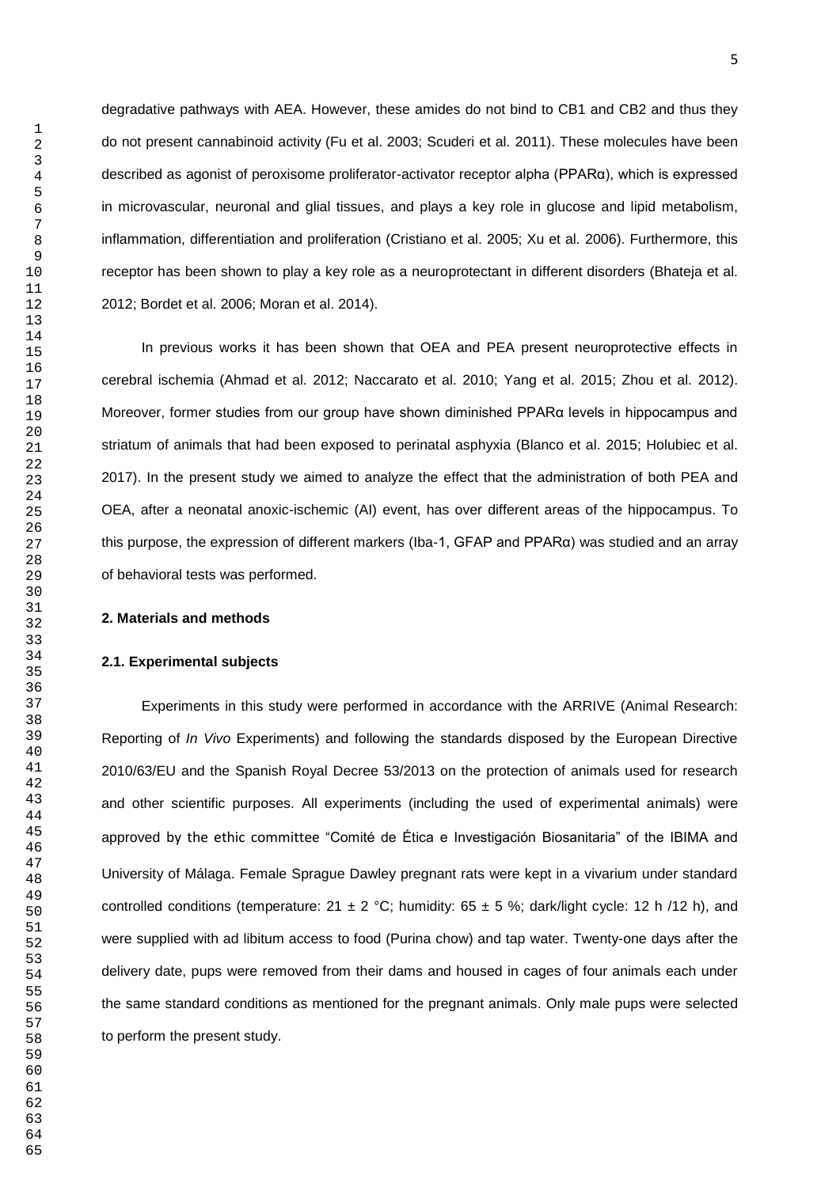degradative pathways with AEA. However, these amides do not bind to CB1 and CB2 and thus they do not present cannabinoid activity (Fu et al. 2003; Scuderi et al. 2011). These molecules have been described as agonist of peroxisome proliferator-activator receptor alpha (PPARα), which is expressed in microvascular, neuronal and glial tissues, and plays a key role in glucose and lipid metabolism, inflammation, differentiation and proliferation (Cristiano et al. 2005; Xu et al. 2006). Furthermore, this receptor has been shown to play a key role as a neuroprotectant in different disorders (Bhateja et al. 2012; Bordet et al. 2006; Moran et al. 2014).

In previous works it has been shown that OEA and PEA present neuroprotective effects in cerebral ischemia (Ahmad et al. 2012; Naccarato et al. 2010; Yang et al. 2015; Zhou et al. 2012). Moreover, former studies from our group have shown diminished PPARα levels in hippocampus and striatum of animals that had been exposed to perinatal asphyxia (Blanco et al. 2015; Holubiec et al. 2017). In the present study we aimed to analyze the effect that the administration of both PEA and OEA, after a neonatal anoxic-ischemic (AI) event, has over different areas of the hippocampus. To this purpose, the expression of different markers (Iba-1, GFAP and PPARα) was studied and an array of behavioral tests was performed.

## 2. Materials and methods

### 2.1. Experimental subjects

Experiments in this study were performed in accordance with the ARRIVE (Animal Research: Reporting of *In Vivo* Experiments) and following the standards disposed by the European Directive 2010/63/EU and the Spanish Royal Decree 53/2013 on the protection of animals used for research and other scientific purposes. All experiments (including the used of experimental animals) were approved by the ethic committee "Comité de Ética e Investigación Biosanitaria" of the IBIMA and University of Málaga. Female Sprague Dawley pregnant rats were kept in a vivarium under standard controlled conditions (temperature: 21 ± 2 °C; humidity: 65 ± 5 %; dark/light cycle: 12 h /12 h), and were supplied with ad libitum access to food (Purina chow) and tap water. Twenty-one days after the delivery date, pups were removed from their dams and housed in cages of four animals each under the same standard conditions as mentioned for the pregnant animals. Only male pups were selected to perform the present study.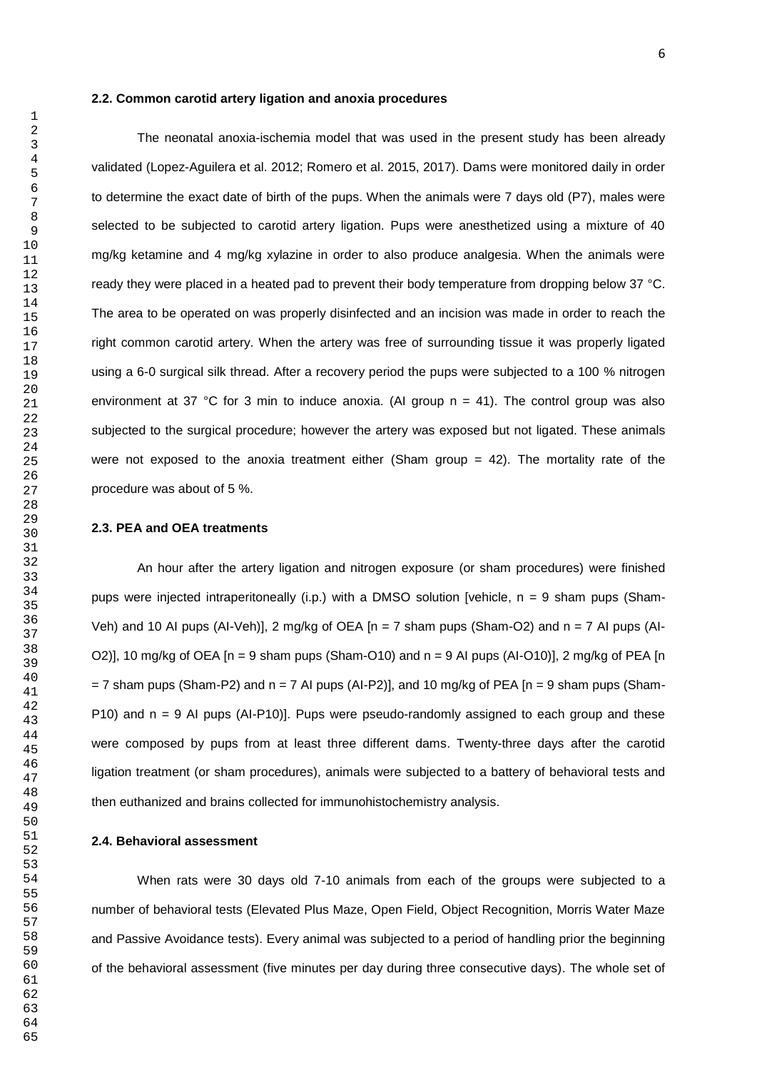### 2.2. Common carotid artery ligation and anoxia procedures

The neonatal anoxia-ischemia model that was used in the present study has been already validated (Lopez-Aguilera et al. 2012; Romero et al. 2015, 2017). Dams were monitored daily in order to determine the exact date of birth of the pups. When the animals were 7 days old (P7), males were selected to be subjected to carotid artery ligation. Pups were anesthetized using a mixture of 40 mg/kg ketamine and 4 mg/kg xylazine in order to also produce analgesia. When the animals were ready they were placed in a heated pad to prevent their body temperature from dropping below 37 °C. The area to be operated on was properly disinfected and an incision was made in order to reach the right common carotid artery. When the artery was free of surrounding tissue it was properly ligated using a 6-0 surgical silk thread. After a recovery period the pups were subjected to a 100 % nitrogen environment at 37 °C for 3 min to induce anoxia. (AI group n = 41). The control group was also subjected to the surgical procedure; however the artery was exposed but not ligated. These animals were not exposed to the anoxia treatment either (Sham group = 42). The mortality rate of the procedure was about of 5 %.

### 2.3. PEA and OEA treatments

An hour after the artery ligation and nitrogen exposure (or sham procedures) were finished pups were injected intraperitoneally (i.p.) with a DMSO solution [vehicle, n = 9 sham pups (Sham-Veh) and 10 AI pups (AI-Veh)], 2 mg/kg of OEA [n = 7 sham pups (Sham-O2) and n = 7 AI pups (AI-O2)], 10 mg/kg of OEA [n = 9 sham pups (Sham-O10) and n = 9 AI pups (AI-O10)], 2 mg/kg of PEA [n = 7 sham pups (Sham-P2) and n = 7 AI pups (AI-P2)], and 10 mg/kg of PEA [n = 9 sham pups (Sham-P10) and n = 9 AI pups (AI-P10)]. Pups were pseudo-randomly assigned to each group and these were composed by pups from at least three different dams. Twenty-three days after the carotid ligation treatment (or sham procedures), animals were subjected to a battery of behavioral tests and then euthanized and brains collected for immunohistochemistry analysis.

### 2.4. Behavioral assessment

When rats were 30 days old 7-10 animals from each of the groups were subjected to a number of behavioral tests (Elevated Plus Maze, Open Field, Object Recognition, Morris Water Maze and Passive Avoidance tests). Every animal was subjected to a period of handling prior the beginning of the behavioral assessment (five minutes per day during three consecutive days). The whole set of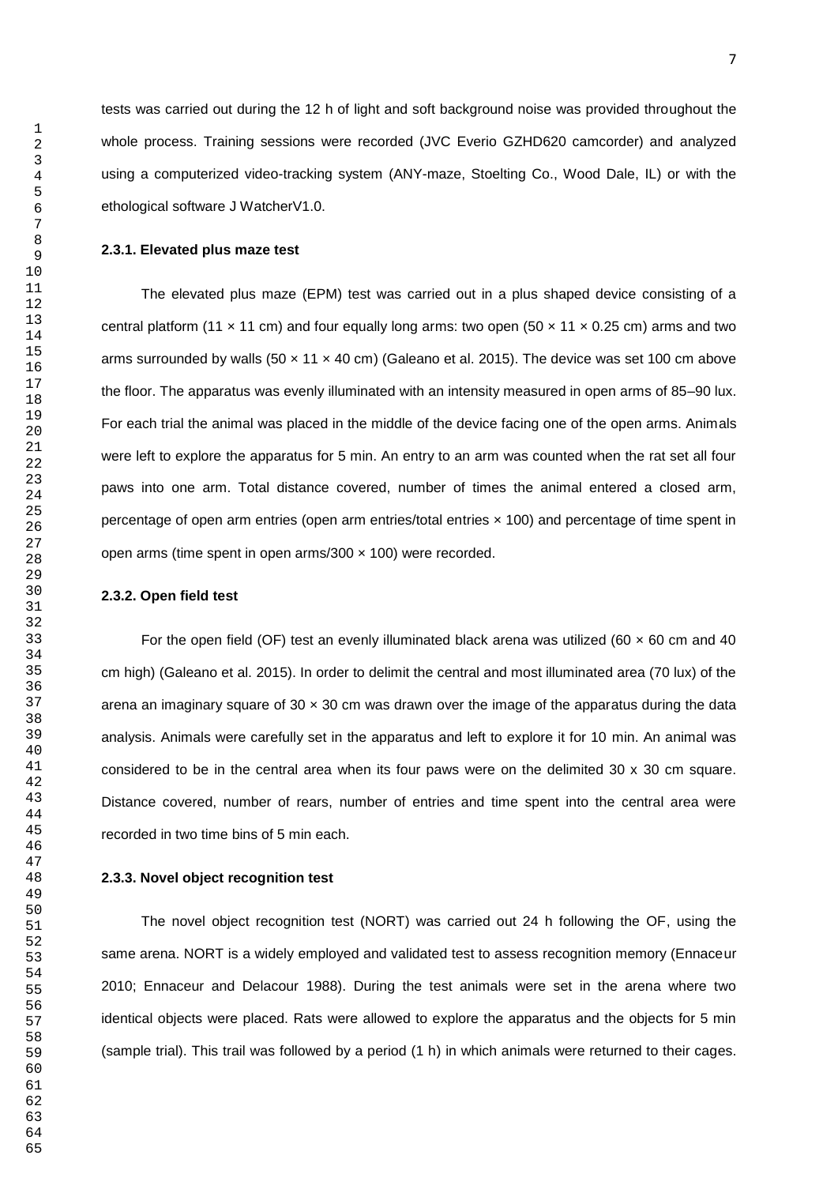tests was carried out during the 12 h of light and soft background noise was provided throughout the whole process. Training sessions were recorded (JVC Everio GZHD620 camcorder) and analyzed using a computerized video-tracking system (ANY-maze, Stoelting Co., Wood Dale, IL) or with the ethological software J WatcherV1.0.

### 2.3.1. Elevated plus maze test

The elevated plus maze (EPM) test was carried out in a plus shaped device consisting of a central platform (11 × 11 cm) and four equally long arms: two open (50 × 11 × 0.25 cm) arms and two arms surrounded by walls (50 × 11 × 40 cm) (Galeano et al. 2015). The device was set 100 cm above the floor. The apparatus was evenly illuminated with an intensity measured in open arms of 85–90 lux. For each trial the animal was placed in the middle of the device facing one of the open arms. Animals were left to explore the apparatus for 5 min. An entry to an arm was counted when the rat set all four paws into one arm. Total distance covered, number of times the animal entered a closed arm, percentage of open arm entries (open arm entries/total entries × 100) and percentage of time spent in open arms (time spent in open arms/300 × 100) were recorded.

### 2.3.2. Open field test

For the open field (OF) test an evenly illuminated black arena was utilized (60 × 60 cm and 40 cm high) (Galeano et al. 2015). In order to delimit the central and most illuminated area (70 lux) of the arena an imaginary square of 30 × 30 cm was drawn over the image of the apparatus during the data analysis. Animals were carefully set in the apparatus and left to explore it for 10 min. An animal was considered to be in the central area when its four paws were on the delimited 30 x 30 cm square. Distance covered, number of rears, number of entries and time spent into the central area were recorded in two time bins of 5 min each.

### 2.3.3. Novel object recognition test

The novel object recognition test (NORT) was carried out 24 h following the OF, using the same arena. NORT is a widely employed and validated test to assess recognition memory (Ennaceur 2010; Ennaceur and Delacour 1988). During the test animals were set in the arena where two identical objects were placed. Rats were allowed to explore the apparatus and the objects for 5 min (sample trial). This trail was followed by a period (1 h) in which animals were returned to their cages.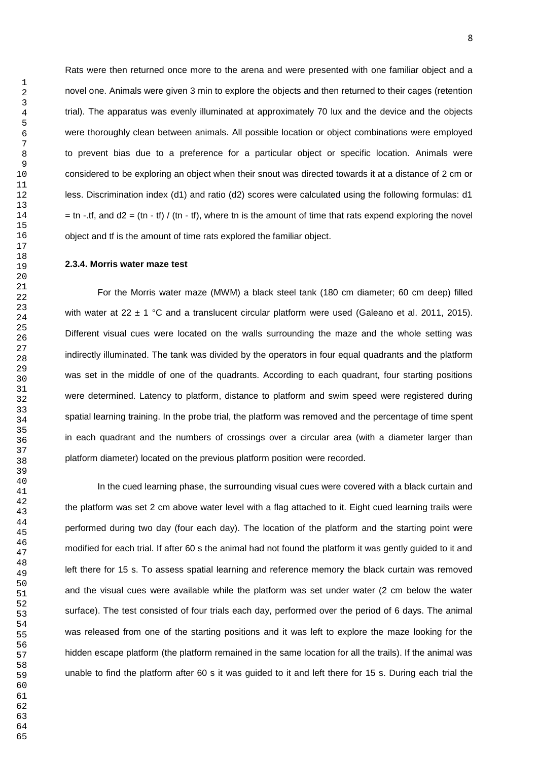Rats were then returned once more to the arena and were presented with one familiar object and a novel one. Animals were given 3 min to explore the objects and then returned to their cages (retention trial). The apparatus was evenly illuminated at approximately 70 lux and the device and the objects were thoroughly clean between animals. All possible location or object combinations were employed to prevent bias due to a preference for a particular object or specific location. Animals were considered to be exploring an object when their snout was directed towards it at a distance of 2 cm or less. Discrimination index (d1) and ratio (d2) scores were calculated using the following formulas: d1 = tn -.tf, and d2 = (tn - tf) / (tn - tf), where tn is the amount of time that rats expend exploring the novel object and tf is the amount of time rats explored the familiar object.

### 2.3.4. Morris water maze test

For the Morris water maze (MWM) a black steel tank (180 cm diameter; 60 cm deep) filled with water at 22 ± 1 °C and a translucent circular platform were used (Galeano et al. 2011, 2015). Different visual cues were located on the walls surrounding the maze and the whole setting was indirectly illuminated. The tank was divided by the operators in four equal quadrants and the platform was set in the middle of one of the quadrants. According to each quadrant, four starting positions were determined. Latency to platform, distance to platform and swim speed were registered during spatial learning training. In the probe trial, the platform was removed and the percentage of time spent in each quadrant and the numbers of crossings over a circular area (with a diameter larger than platform diameter) located on the previous platform position were recorded.

In the cued learning phase, the surrounding visual cues were covered with a black curtain and the platform was set 2 cm above water level with a flag attached to it. Eight cued learning trails were performed during two day (four each day). The location of the platform and the starting point were modified for each trial. If after 60 s the animal had not found the platform it was gently guided to it and left there for 15 s. To assess spatial learning and reference memory the black curtain was removed and the visual cues were available while the platform was set under water (2 cm below the water surface). The test consisted of four trials each day, performed over the period of 6 days. The animal was released from one of the starting positions and it was left to explore the maze looking for the hidden escape platform (the platform remained in the same location for all the trails). If the animal was unable to find the platform after 60 s it was guided to it and left there for 15 s. During each trial the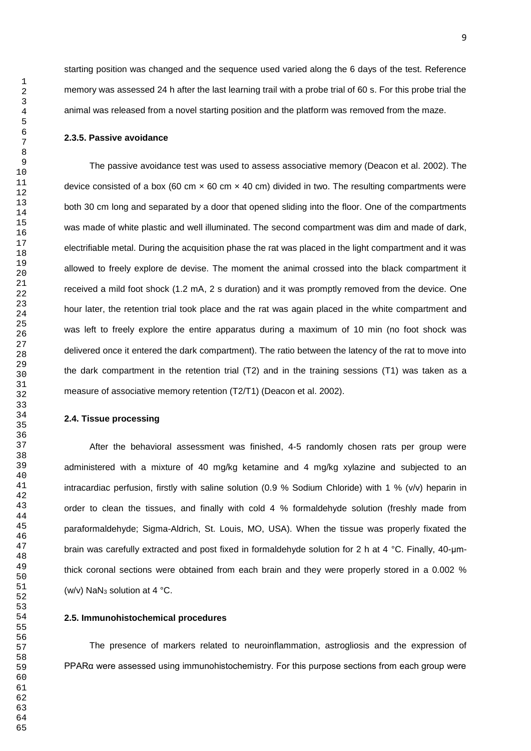starting position was changed and the sequence used varied along the 6 days of the test. Reference memory was assessed 24 h after the last learning trail with a probe trial of 60 s. For this probe trial the animal was released from a novel starting position and the platform was removed from the maze.

### 2.3.5. Passive avoidance

The passive avoidance test was used to assess associative memory (Deacon et al. 2002). The device consisted of a box (60 cm × 60 cm × 40 cm) divided in two. The resulting compartments were both 30 cm long and separated by a door that opened sliding into the floor. One of the compartments was made of white plastic and well illuminated. The second compartment was dim and made of dark, electrifiable metal. During the acquisition phase the rat was placed in the light compartment and it was allowed to freely explore de devise. The moment the animal crossed into the black compartment it received a mild foot shock (1.2 mA, 2 s duration) and it was promptly removed from the device. One hour later, the retention trial took place and the rat was again placed in the white compartment and was left to freely explore the entire apparatus during a maximum of 10 min (no foot shock was delivered once it entered the dark compartment). The ratio between the latency of the rat to move into the dark compartment in the retention trial (T2) and in the training sessions (T1) was taken as a measure of associative memory retention (T2/T1) (Deacon et al. 2002).

## 2.4. Tissue processing

After the behavioral assessment was finished, 4-5 randomly chosen rats per group were administered with a mixture of 40 mg/kg ketamine and 4 mg/kg xylazine and subjected to an intracardiac perfusion, firstly with saline solution (0.9 % Sodium Chloride) with 1 % (v/v) heparin in order to clean the tissues, and finally with cold 4 % formaldehyde solution (freshly made from paraformaldehyde; Sigma-Aldrich, St. Louis, MO, USA). When the tissue was properly fixated the brain was carefully extracted and post fixed in formaldehyde solution for 2 h at 4 °C. Finally, 40-µm-thick coronal sections were obtained from each brain and they were properly stored in a 0.002 % (w/v) $NaN_3$ solution at 4 °C.

## 2.5. Immunohistochemical procedures

The presence of markers related to neuroinflammation, astrogliosis and the expression of PPARα were assessed using immunohistochemistry. For this purpose sections from each group were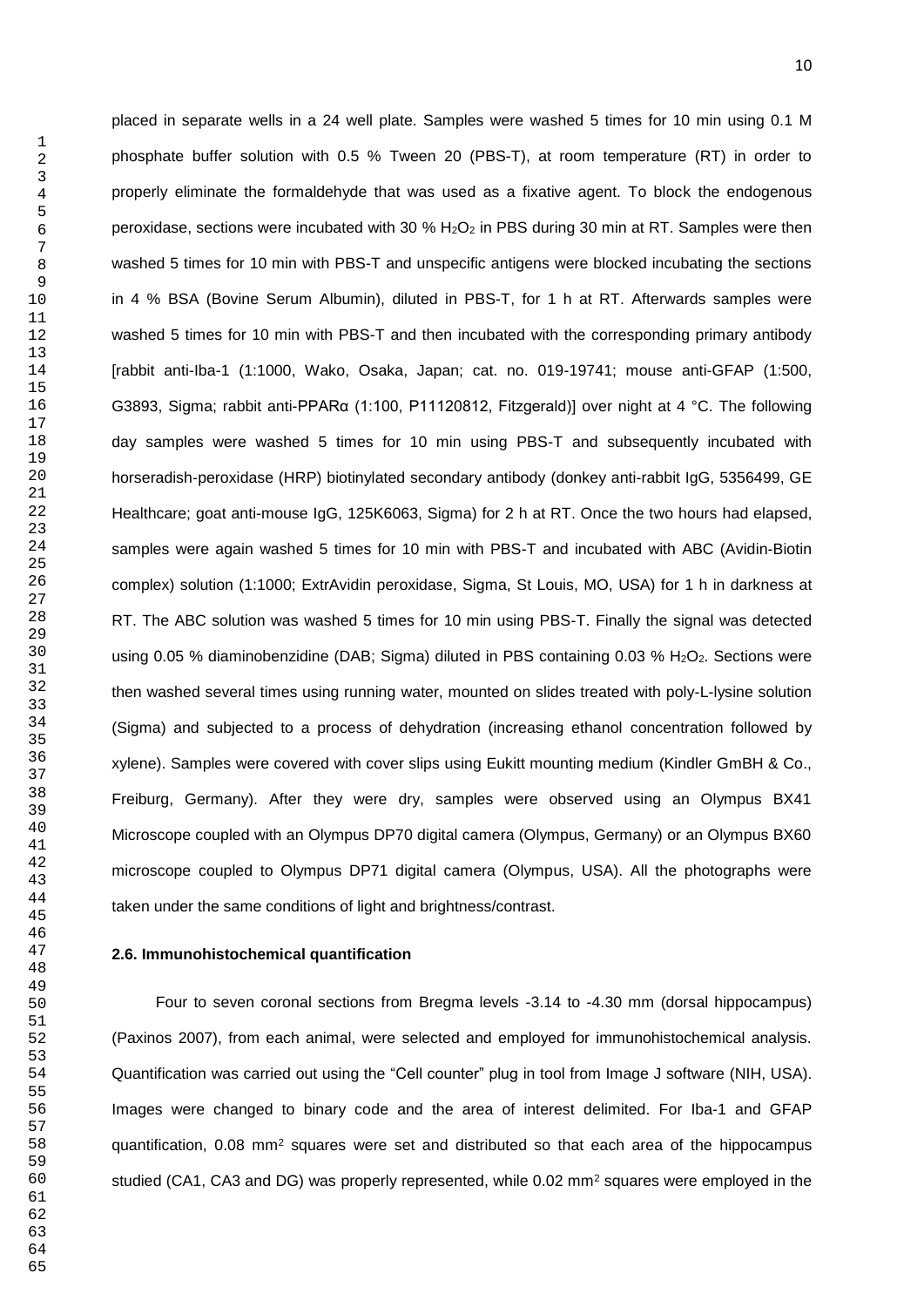placed in separate wells in a 24 well plate. Samples were washed 5 times for 10 min using 0.1 M phosphate buffer solution with 0.5 % Tween 20 (PBS-T), at room temperature (RT) in order to properly eliminate the formaldehyde that was used as a fixative agent. To block the endogenous peroxidase, sections were incubated with 30 % $H_2O_2$ in PBS during 30 min at RT. Samples were then washed 5 times for 10 min with PBS-T and unspecific antigens were blocked incubating the sections in 4 % BSA (Bovine Serum Albumin), diluted in PBS-T, for 1 h at RT. Afterwards samples were washed 5 times for 10 min with PBS-T and then incubated with the corresponding primary antibody [rabbit anti-Iba-1 (1:1000, Wako, Osaka, Japan; cat. no. 019-19741; mouse anti-GFAP (1:500, G3893, Sigma; rabbit anti-PPARα (1:100, P11120812, Fitzgerald)] over night at 4 °C. The following day samples were washed 5 times for 10 min using PBS-T and subsequently incubated with horseradish-peroxidase (HRP) biotinylated secondary antibody (donkey anti-rabbit IgG, 5356499, GE Healthcare; goat anti-mouse IgG, 125K6063, Sigma) for 2 h at RT. Once the two hours had elapsed, samples were again washed 5 times for 10 min with PBS-T and incubated with ABC (Avidin-Biotin complex) solution (1:1000; ExtrAvidin peroxidase, Sigma, St Louis, MO, USA) for 1 h in darkness at RT. The ABC solution was washed 5 times for 10 min using PBS-T. Finally the signal was detected using 0.05 % diaminobenzidine (DAB; Sigma) diluted in PBS containing 0.03 % $H_2O_2$. Sections were then washed several times using running water, mounted on slides treated with poly-L-lysine solution (Sigma) and subjected to a process of dehydration (increasing ethanol concentration followed by xylene). Samples were covered with cover slips using Eukitt mounting medium (Kindler GmBH & Co., Freiburg, Germany). After they were dry, samples were observed using an Olympus BX41 Microscope coupled with an Olympus DP70 digital camera (Olympus, Germany) or an Olympus BX60 microscope coupled to Olympus DP71 digital camera (Olympus, USA). All the photographs were taken under the same conditions of light and brightness/contrast.

### 2.6. Immunohistochemical quantification

Four to seven coronal sections from Bregma levels -3.14 to -4.30 mm (dorsal hippocampus) (Paxinos 2007), from each animal, were selected and employed for immunohistochemical analysis. Quantification was carried out using the "Cell counter" plug in tool from Image J software (NIH, USA). Images were changed to binary code and the area of interest delimited. For Iba-1 and GFAP quantification, 0.08 $mm^2$ squares were set and distributed so that each area of the hippocampus studied (CA1, CA3 and DG) was properly represented, while 0.02 $mm^2$ squares were employed in the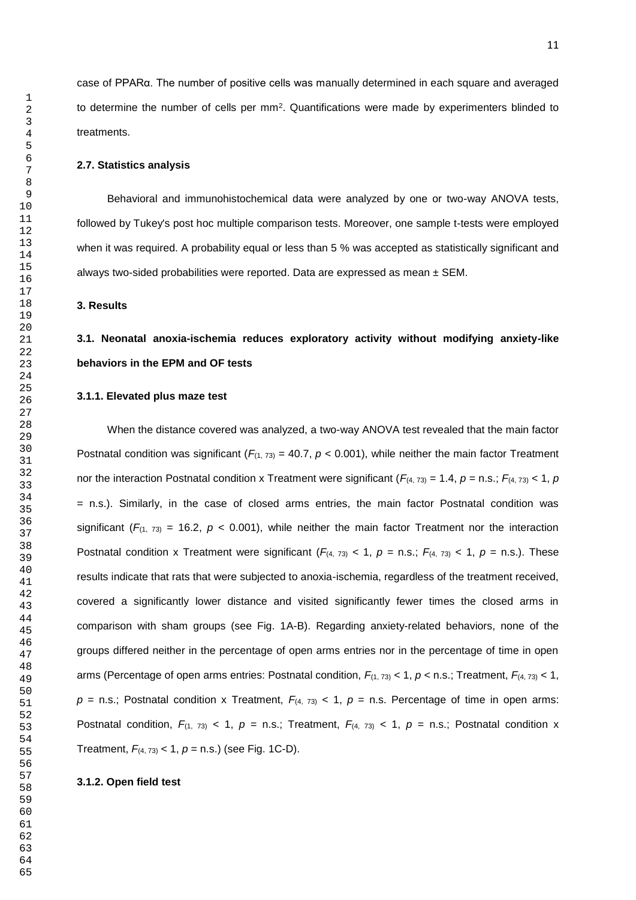case of PPARα. The number of positive cells was manually determined in each square and averaged to determine the number of cells per mm$^2$. Quantifications were made by experimenters blinded to treatments.

### 2.7. Statistics analysis

Behavioral and immunohistochemical data were analyzed by one or two-way ANOVA tests, followed by Tukey's post hoc multiple comparison tests. Moreover, one sample t-tests were employed when it was required. A probability equal or less than 5 % was accepted as statistically significant and always two-sided probabilities were reported. Data are expressed as mean ± SEM.

## 3. Results

### 3.1. Neonatal anoxia-ischemia reduces exploratory activity without modifying anxiety-like behaviors in the EPM and OF tests

#### 3.1.1. Elevated plus maze test

When the distance covered was analyzed, a two-way ANOVA test revealed that the main factor Postnatal condition was significant ($F_{(1, 73)} = 40.7$, $p < 0.001$), while neither the main factor Treatment nor the interaction Postnatal condition x Treatment were significant ($F_{(4, 73)} = 1.4$, $p$ = n.s.; $F_{(4, 73)} < 1$, $p$ = n.s.). Similarly, in the case of closed arms entries, the main factor Postnatal condition was significant ($F_{(1, 73)} = 16.2$, $p < 0.001$), while neither the main factor Treatment nor the interaction Postnatal condition x Treatment were significant ($F_{(4, 73)} < 1$, $p$ = n.s.; $F_{(4, 73)} < 1$, $p$ = n.s.). These results indicate that rats that were subjected to anoxia-ischemia, regardless of the treatment received, covered a significantly lower distance and visited significantly fewer times the closed arms in comparison with sham groups (see Fig. 1A-B). Regarding anxiety-related behaviors, none of the groups differed neither in the percentage of open arms entries nor in the percentage of time in open arms (Percentage of open arms entries: Postnatal condition, $F_{(1, 73)} < 1$, $p$ < n.s.; Treatment, $F_{(4, 73)} < 1$, $p$ = n.s.; Postnatal condition x Treatment, $F_{(4, 73)} < 1$, $p$ = n.s. Percentage of time in open arms: Postnatal condition, $F_{(1, 73)} < 1$, $p$ = n.s.; Treatment, $F_{(4, 73)} < 1$, $p$ = n.s.; Postnatal condition x Treatment, $F_{(4, 73)} < 1$, $p$ = n.s.) (see Fig. 1C-D).

#### 3.1.2. Open field test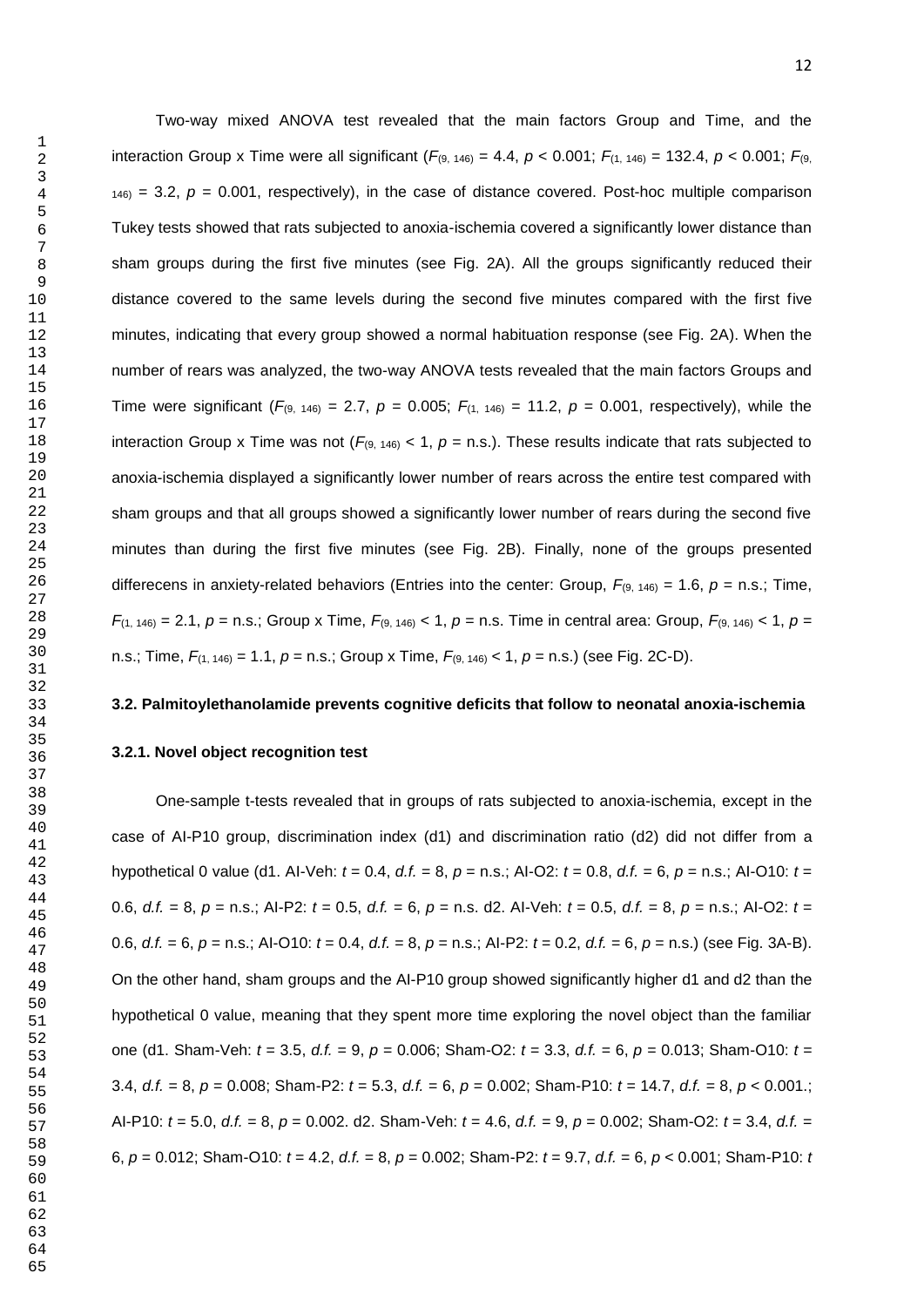Two-way mixed ANOVA test revealed that the main factors Group and Time, and the interaction Group x Time were all significant ($F_{(9, 146)} = 4.4$, $p < 0.001$; $F_{(1, 146)} = 132.4$, $p < 0.001$; $F_{(9, 146)} = 3.2$, $p = 0.001$, respectively), in the case of distance covered. Post-hoc multiple comparison Tukey tests showed that rats subjected to anoxia-ischemia covered a significantly lower distance than sham groups during the first five minutes (see Fig. 2A). All the groups significantly reduced their distance covered to the same levels during the second five minutes compared with the first five minutes, indicating that every group showed a normal habituation response (see Fig. 2A). When the number of rears was analyzed, the two-way ANOVA tests revealed that the main factors Groups and Time were significant ($F_{(9, 146)} = 2.7$, $p = 0.005$; $F_{(1, 146)} = 11.2$, $p = 0.001$, respectively), while the interaction Group x Time was not ($F_{(9, 146)} < 1$, $p =$ n.s.). These results indicate that rats subjected to anoxia-ischemia displayed a significantly lower number of rears across the entire test compared with sham groups and that all groups showed a significantly lower number of rears during the second five minutes than during the first five minutes (see Fig. 2B). Finally, none of the groups presented differecens in anxiety-related behaviors (Entries into the center: Group, $F_{(9, 146)} = 1.6$, $p =$ n.s.; Time, $F_{(1, 146)} = 2.1$, $p =$ n.s.; Group x Time, $F_{(9, 146)} < 1$, $p =$ n.s. Time in central area: Group, $F_{(9, 146)} < 1$, $p =$ n.s.; Time, $F_{(1, 146)} = 1.1$, $p =$ n.s.; Group x Time, $F_{(9, 146)} < 1$, $p =$ n.s.) (see Fig. 2C-D).

### 3.2. Palmitoylethanolamide prevents cognitive deficits that follow to neonatal anoxia-ischemia

#### 3.2.1. Novel object recognition test

One-sample t-tests revealed that in groups of rats subjected to anoxia-ischemia, except in the case of AI-P10 group, discrimination index (d1) and discrimination ratio (d2) did not differ from a hypothetical 0 value (d1. AI-Veh: $t = 0.4$, *d.f.* = 8, $p =$ n.s.; AI-O2: $t = 0.8$, *d.f.* = 6, $p =$ n.s.; AI-O10: $t = 0.6$, *d.f.* = 8, $p =$ n.s.; AI-P2: $t = 0.5$, *d.f.* = 6, $p =$ n.s. d2. AI-Veh: $t = 0.5$, *d.f.* = 8, $p =$ n.s.; AI-O2: $t = 0.6$, *d.f.* = 6, $p =$ n.s.; AI-O10: $t = 0.4$, *d.f.* = 8, $p =$ n.s.; AI-P2: $t = 0.2$, *d.f.* = 6, $p =$ n.s.) (see Fig. 3A-B). On the other hand, sham groups and the AI-P10 group showed significantly higher d1 and d2 than the hypothetical 0 value, meaning that they spent more time exploring the novel object than the familiar one (d1. Sham-Veh: $t = 3.5$, *d.f.* = 9, $p = 0.006$; Sham-O2: $t = 3.3$, *d.f.* = 6, $p = 0.013$; Sham-O10: $t = 3.4$, *d.f.* = 8, $p = 0.008$; Sham-P2: $t = 5.3$, *d.f.* = 6, $p = 0.002$; Sham-P10: $t = 14.7$, *d.f.* = 8, $p < 0.001$.; AI-P10: $t = 5.0$, *d.f.* = 8, $p = 0.002$. d2. Sham-Veh: $t = 4.6$, *d.f.* = 9, $p = 0.002$; Sham-O2: $t = 3.4$, *d.f.* = 6, $p = 0.012$; Sham-O10: $t = 4.2$, *d.f.* = 8, $p = 0.002$; Sham-P2: $t = 9.7$, *d.f.* = 6, $p < 0.001$; Sham-P10: $t$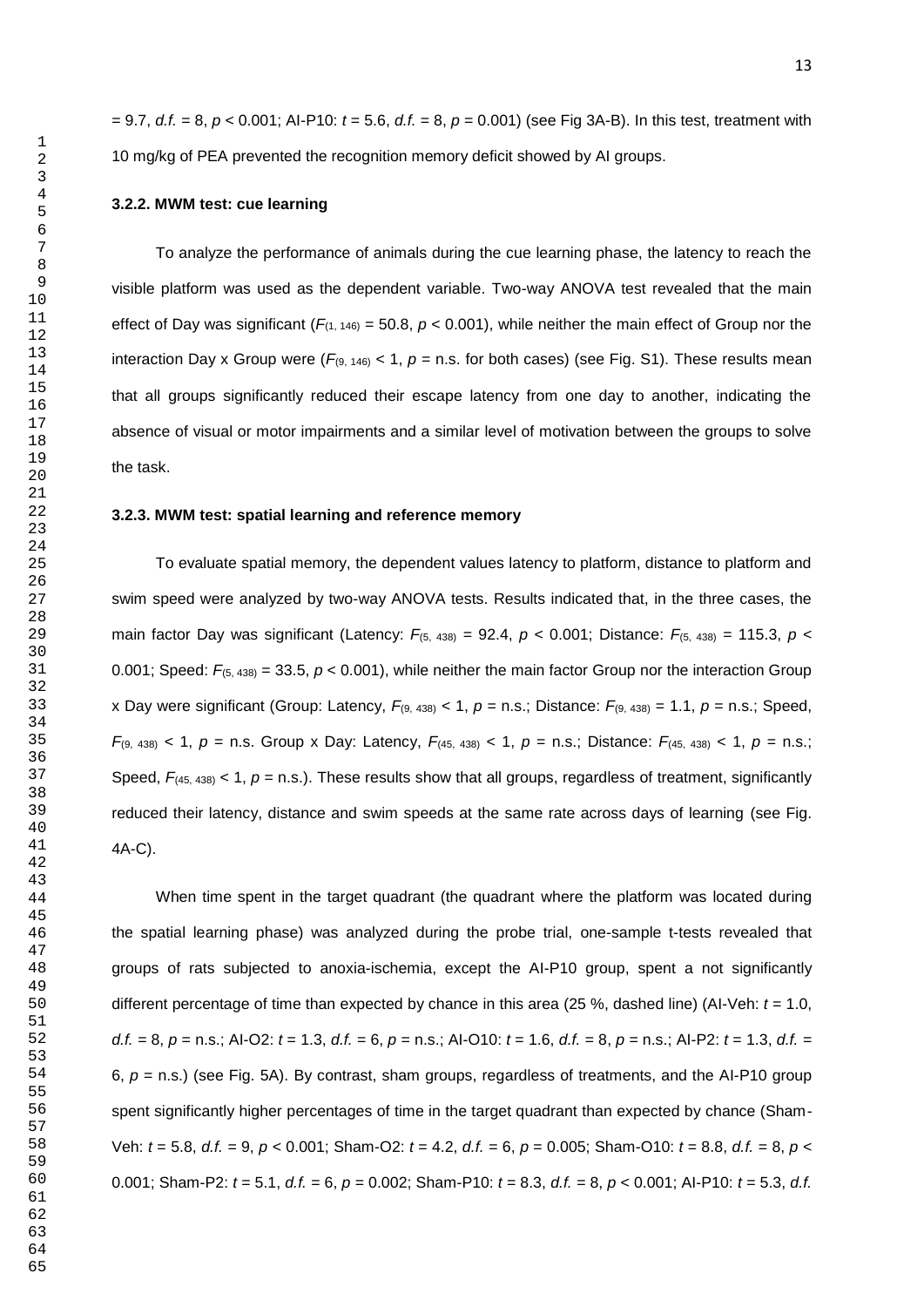= 9.7, *d.f.* = 8, $p < 0.001$; AI-P10: $t = 5.6$, *d.f.* = 8, $p = 0.001$) (see Fig 3A-B). In this test, treatment with 10 mg/kg of PEA prevented the recognition memory deficit showed by AI groups.

### 3.2.2. MWM test: cue learning

To analyze the performance of animals during the cue learning phase, the latency to reach the visible platform was used as the dependent variable. Two-way ANOVA test revealed that the main effect of Day was significant ($F_{(1, 146)} = 50.8$, $p < 0.001$), while neither the main effect of Group nor the interaction Day x Group were ($F_{(9, 146)} < 1$, $p$ = n.s. for both cases) (see Fig. S1). These results mean that all groups significantly reduced their escape latency from one day to another, indicating the absence of visual or motor impairments and a similar level of motivation between the groups to solve the task.

### 3.2.3. MWM test: spatial learning and reference memory

To evaluate spatial memory, the dependent values latency to platform, distance to platform and swim speed were analyzed by two-way ANOVA tests. Results indicated that, in the three cases, the main factor Day was significant (Latency: $F_{(5, 438)} = 92.4$, $p < 0.001$; Distance: $F_{(5, 438)} = 115.3$, $p < 0.001$; Speed: $F_{(5, 438)} = 33.5$, $p < 0.001$), while neither the main factor Group nor the interaction Group x Day were significant (Group: Latency, $F_{(9, 438)} < 1$, $p$ = n.s.; Distance: $F_{(9, 438)} = 1.1$, $p$ = n.s.; Speed, $F_{(9, 438)} < 1$, $p$ = n.s. Group x Day: Latency, $F_{(45, 438)} < 1$, $p$ = n.s.; Distance: $F_{(45, 438)} < 1$, $p$ = n.s.; Speed, $F_{(45, 438)} < 1$, $p$ = n.s.). These results show that all groups, regardless of treatment, significantly reduced their latency, distance and swim speeds at the same rate across days of learning (see Fig. 4A-C).

When time spent in the target quadrant (the quadrant where the platform was located during the spatial learning phase) was analyzed during the probe trial, one-sample t-tests revealed that groups of rats subjected to anoxia-ischemia, except the AI-P10 group, spent a not significantly different percentage of time than expected by chance in this area (25 %, dashed line) (AI-Veh: $t = 1.0$, *d.f.* = 8, $p$ = n.s.; AI-O2: $t = 1.3$, *d.f.* = 6, $p$ = n.s.; AI-O10: $t = 1.6$, *d.f.* = 8, $p$ = n.s.; AI-P2: $t = 1.3$, *d.f.* = 6, $p$ = n.s.) (see Fig. 5A). By contrast, sham groups, regardless of treatments, and the AI-P10 group spent significantly higher percentages of time in the target quadrant than expected by chance (Sham-Veh: $t = 5.8$, *d.f.* = 9, $p < 0.001$; Sham-O2: $t = 4.2$, *d.f.* = 6, $p = 0.005$; Sham-O10: $t = 8.8$, *d.f.* = 8, $p < 0.001$; Sham-P2: $t = 5.1$, *d.f.* = 6, $p = 0.002$; Sham-P10: $t = 8.3$, *d.f.* = 8, $p < 0.001$; AI-P10: $t = 5.3$, *d.f.*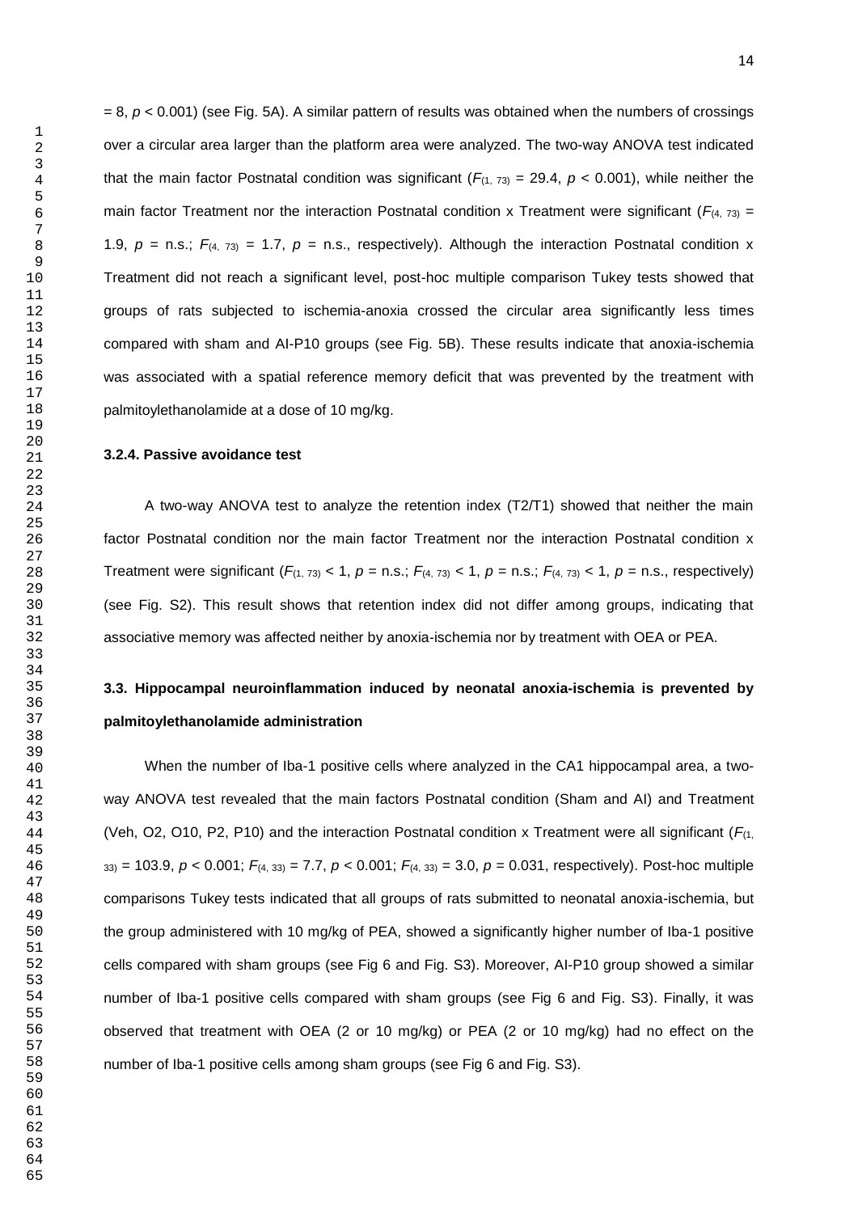= 8, $p < 0.001$) (see Fig. 5A). A similar pattern of results was obtained when the numbers of crossings over a circular area larger than the platform area were analyzed. The two-way ANOVA test indicated that the main factor Postnatal condition was significant ($F_{(1, 73)} = 29.4$, $p < 0.001$), while neither the main factor Treatment nor the interaction Postnatal condition x Treatment were significant ($F_{(4, 73)} = 1.9$, $p$ = n.s.; $F_{(4, 73)} = 1.7$, $p$ = n.s., respectively). Although the interaction Postnatal condition x Treatment did not reach a significant level, post-hoc multiple comparison Tukey tests showed that groups of rats subjected to ischemia-anoxia crossed the circular area significantly less times compared with sham and AI-P10 groups (see Fig. 5B). These results indicate that anoxia-ischemia was associated with a spatial reference memory deficit that was prevented by the treatment with palmitoylethanolamide at a dose of 10 mg/kg.

#### 3.2.4. Passive avoidance test

A two-way ANOVA test to analyze the retention index (T2/T1) showed that neither the main factor Postnatal condition nor the main factor Treatment nor the interaction Postnatal condition x Treatment were significant ($F_{(1, 73)} < 1$, $p$ = n.s.; $F_{(4, 73)} < 1$, $p$ = n.s.; $F_{(4, 73)} < 1$, $p$ = n.s., respectively) (see Fig. S2). This result shows that retention index did not differ among groups, indicating that associative memory was affected neither by anoxia-ischemia nor by treatment with OEA or PEA.

### 3.3. Hippocampal neuroinflammation induced by neonatal anoxia-ischemia is prevented by palmitoylethanolamide administration

When the number of Iba-1 positive cells where analyzed in the CA1 hippocampal area, a two-way ANOVA test revealed that the main factors Postnatal condition (Sham and AI) and Treatment (Veh, O2, O10, P2, P10) and the interaction Postnatal condition x Treatment were all significant ($F_{(1, 33)} = 103.9$, $p < 0.001$; $F_{(4, 33)} = 7.7$, $p < 0.001$; $F_{(4, 33)} = 3.0$, $p = 0.031$, respectively). Post-hoc multiple comparisons Tukey tests indicated that all groups of rats submitted to neonatal anoxia-ischemia, but the group administered with 10 mg/kg of PEA, showed a significantly higher number of Iba-1 positive cells compared with sham groups (see Fig 6 and Fig. S3). Moreover, AI-P10 group showed a similar number of Iba-1 positive cells compared with sham groups (see Fig 6 and Fig. S3). Finally, it was observed that treatment with OEA (2 or 10 mg/kg) or PEA (2 or 10 mg/kg) had no effect on the number of Iba-1 positive cells among sham groups (see Fig 6 and Fig. S3).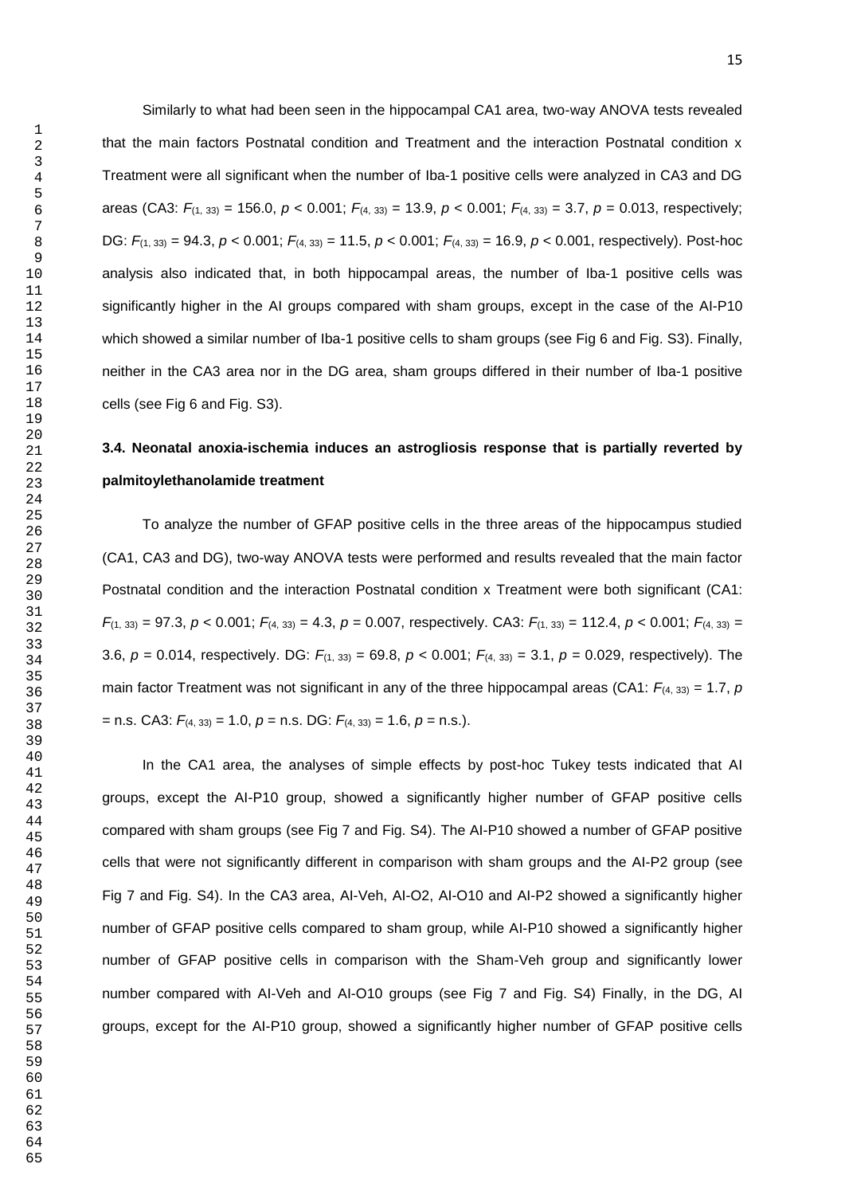Similarly to what had been seen in the hippocampal CA1 area, two-way ANOVA tests revealed that the main factors Postnatal condition and Treatment and the interaction Postnatal condition x Treatment were all significant when the number of Iba-1 positive cells were analyzed in CA3 and DG areas (CA3: $F_{(1, 33)} = 156.0$, $p < 0.001$; $F_{(4, 33)} = 13.9$, $p < 0.001$; $F_{(4, 33)} = 3.7$, $p = 0.013$, respectively; DG: $F_{(1, 33)} = 94.3$, $p < 0.001$; $F_{(4, 33)} = 11.5$, $p < 0.001$; $F_{(4, 33)} = 16.9$, $p < 0.001$, respectively). Post-hoc analysis also indicated that, in both hippocampal areas, the number of Iba-1 positive cells was significantly higher in the AI groups compared with sham groups, except in the case of the AI-P10 which showed a similar number of Iba-1 positive cells to sham groups (see Fig 6 and Fig. S3). Finally, neither in the CA3 area nor in the DG area, sham groups differed in their number of Iba-1 positive cells (see Fig 6 and Fig. S3).

### 3.4. Neonatal anoxia-ischemia induces an astrogliosis response that is partially reverted by palmitoylethanolamide treatment

To analyze the number of GFAP positive cells in the three areas of the hippocampus studied (CA1, CA3 and DG), two-way ANOVA tests were performed and results revealed that the main factor Postnatal condition and the interaction Postnatal condition x Treatment were both significant (CA1: $F_{(1, 33)} = 97.3$, $p < 0.001$; $F_{(4, 33)} = 4.3$, $p = 0.007$, respectively. CA3: $F_{(1, 33)} = 112.4$, $p < 0.001$; $F_{(4, 33)} = 3.6$, $p = 0.014$, respectively. DG: $F_{(1, 33)} = 69.8$, $p < 0.001$; $F_{(4, 33)} = 3.1$, $p = 0.029$, respectively). The main factor Treatment was not significant in any of the three hippocampal areas (CA1: $F_{(4, 33)} = 1.7$, $p$ = n.s. CA3: $F_{(4, 33)} = 1.0$, $p$ = n.s. DG: $F_{(4, 33)} = 1.6$, $p$ = n.s.).

In the CA1 area, the analyses of simple effects by post-hoc Tukey tests indicated that AI groups, except the AI-P10 group, showed a significantly higher number of GFAP positive cells compared with sham groups (see Fig 7 and Fig. S4). The AI-P10 showed a number of GFAP positive cells that were not significantly different in comparison with sham groups and the AI-P2 group (see Fig 7 and Fig. S4). In the CA3 area, AI-Veh, AI-O2, AI-O10 and AI-P2 showed a significantly higher number of GFAP positive cells compared to sham group, while AI-P10 showed a significantly higher number of GFAP positive cells in comparison with the Sham-Veh group and significantly lower number compared with AI-Veh and AI-O10 groups (see Fig 7 and Fig. S4) Finally, in the DG, AI groups, except for the AI-P10 group, showed a significantly higher number of GFAP positive cells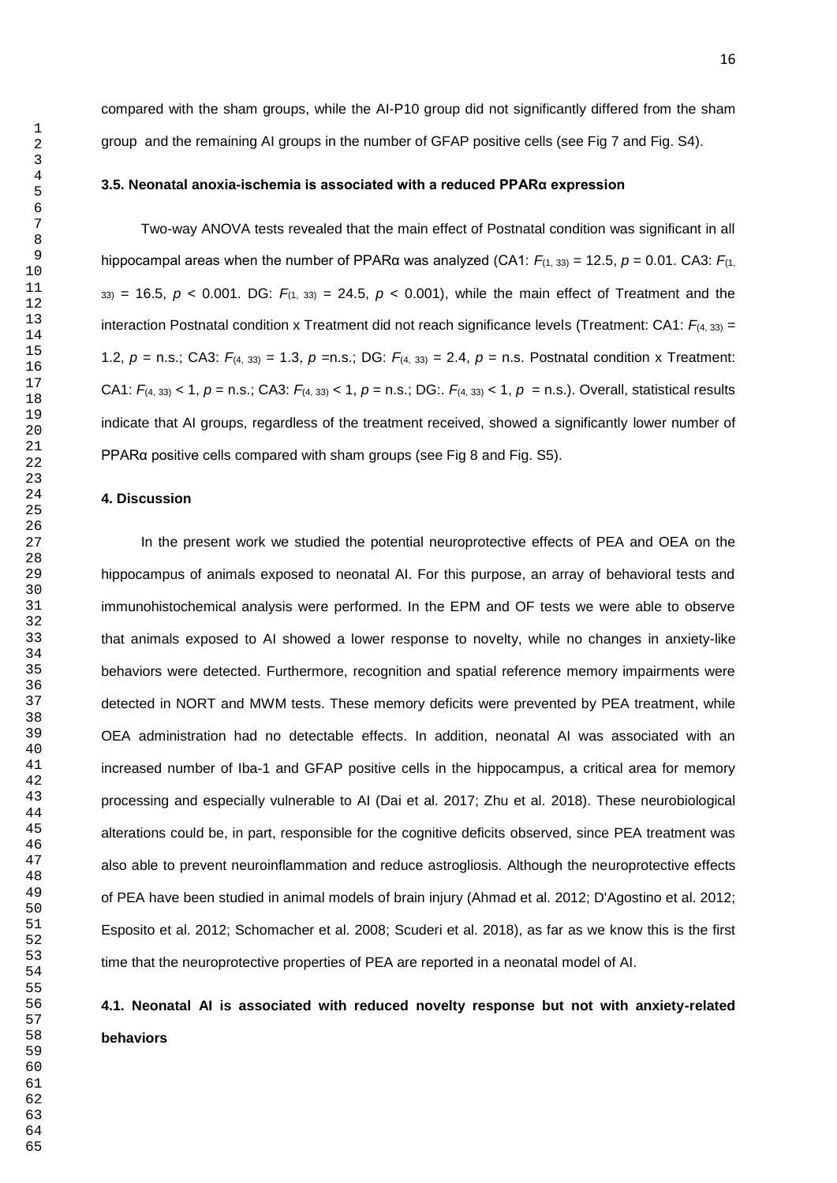compared with the sham groups, while the AI-P10 group did not significantly differed from the sham group and the remaining AI groups in the number of GFAP positive cells (see Fig 7 and Fig. S4).

### 3.5. Neonatal anoxia-ischemia is associated with a reduced PPARα expression

Two-way ANOVA tests revealed that the main effect of Postnatal condition was significant in all hippocampal areas when the number of PPARα was analyzed (CA1: $F_{(1, 33)} = 12.5$, $p = 0.01$. CA3: $F_{(1, 33)} = 16.5$, $p < 0.001$. DG: $F_{(1, 33)} = 24.5$, $p < 0.001$), while the main effect of Treatment and the interaction Postnatal condition x Treatment did not reach significance levels (Treatment: CA1: $F_{(4, 33)} = 1.2$, $p$ = n.s.; CA3: $F_{(4, 33)} = 1.3$, $p$ =n.s.; DG: $F_{(4, 33)} = 2.4$, $p$ = n.s. Postnatal condition x Treatment: CA1: $F_{(4, 33)} < 1$, $p$ = n.s.; CA3: $F_{(4, 33)} < 1$, $p$ = n.s.; DG:. $F_{(4, 33)} < 1$, $p$ = n.s.). Overall, statistical results indicate that AI groups, regardless of the treatment received, showed a significantly lower number of PPARα positive cells compared with sham groups (see Fig 8 and Fig. S5).

## 4. Discussion

In the present work we studied the potential neuroprotective effects of PEA and OEA on the hippocampus of animals exposed to neonatal AI. For this purpose, an array of behavioral tests and immunohistochemical analysis were performed. In the EPM and OF tests we were able to observe that animals exposed to AI showed a lower response to novelty, while no changes in anxiety-like behaviors were detected. Furthermore, recognition and spatial reference memory impairments were detected in NORT and MWM tests. These memory deficits were prevented by PEA treatment, while OEA administration had no detectable effects. In addition, neonatal AI was associated with an increased number of Iba-1 and GFAP positive cells in the hippocampus, a critical area for memory processing and especially vulnerable to AI (Dai et al. 2017; Zhu et al. 2018). These neurobiological alterations could be, in part, responsible for the cognitive deficits observed, since PEA treatment was also able to prevent neuroinflammation and reduce astrogliosis. Although the neuroprotective effects of PEA have been studied in animal models of brain injury (Ahmad et al. 2012; D'Agostino et al. 2012; Esposito et al. 2012; Schomacher et al. 2008; Scuderi et al. 2018), as far as we know this is the first time that the neuroprotective properties of PEA are reported in a neonatal model of AI.

### 4.1. Neonatal AI is associated with reduced novelty response but not with anxiety-related behaviors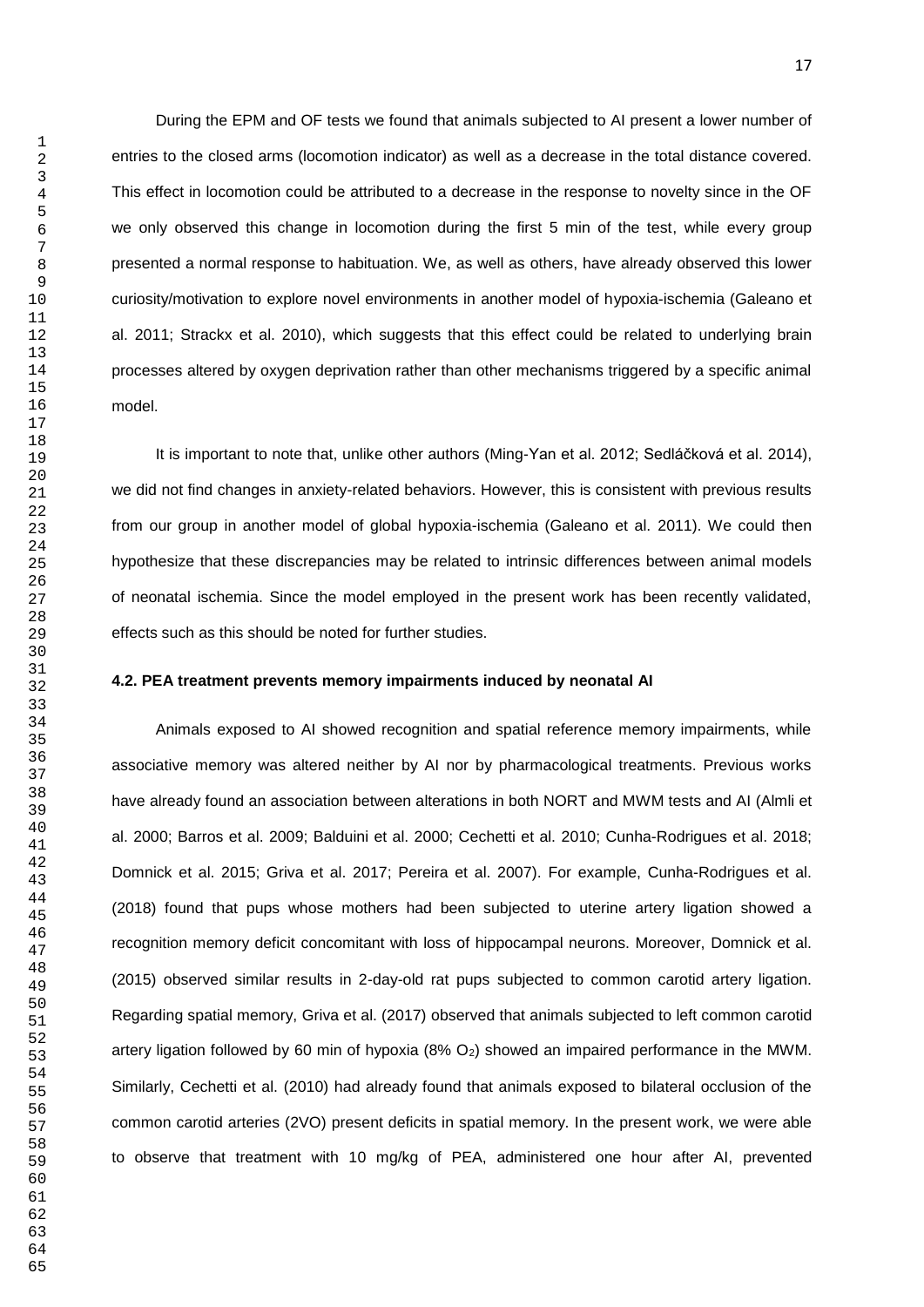During the EPM and OF tests we found that animals subjected to AI present a lower number of entries to the closed arms (locomotion indicator) as well as a decrease in the total distance covered. This effect in locomotion could be attributed to a decrease in the response to novelty since in the OF we only observed this change in locomotion during the first 5 min of the test, while every group presented a normal response to habituation. We, as well as others, have already observed this lower curiosity/motivation to explore novel environments in another model of hypoxia-ischemia (Galeano et al. 2011; Strackx et al. 2010), which suggests that this effect could be related to underlying brain processes altered by oxygen deprivation rather than other mechanisms triggered by a specific animal model.

It is important to note that, unlike other authors (Ming-Yan et al. 2012; Sedláčková et al. 2014), we did not find changes in anxiety-related behaviors. However, this is consistent with previous results from our group in another model of global hypoxia-ischemia (Galeano et al. 2011). We could then hypothesize that these discrepancies may be related to intrinsic differences between animal models of neonatal ischemia. Since the model employed in the present work has been recently validated, effects such as this should be noted for further studies.

### 4.2. PEA treatment prevents memory impairments induced by neonatal AI

Animals exposed to AI showed recognition and spatial reference memory impairments, while associative memory was altered neither by AI nor by pharmacological treatments. Previous works have already found an association between alterations in both NORT and MWM tests and AI (Almli et al. 2000; Barros et al. 2009; Balduini et al. 2000; Cechetti et al. 2010; Cunha-Rodrigues et al. 2018; Domnick et al. 2015; Griva et al. 2017; Pereira et al. 2007). For example, Cunha-Rodrigues et al. (2018) found that pups whose mothers had been subjected to uterine artery ligation showed a recognition memory deficit concomitant with loss of hippocampal neurons. Moreover, Domnick et al. (2015) observed similar results in 2-day-old rat pups subjected to common carotid artery ligation. Regarding spatial memory, Griva et al. (2017) observed that animals subjected to left common carotid artery ligation followed by 60 min of hypoxia (8% $O_2$) showed an impaired performance in the MWM. Similarly, Cechetti et al. (2010) had already found that animals exposed to bilateral occlusion of the common carotid arteries (2VO) present deficits in spatial memory. In the present work, we were able to observe that treatment with 10 mg/kg of PEA, administered one hour after AI, prevented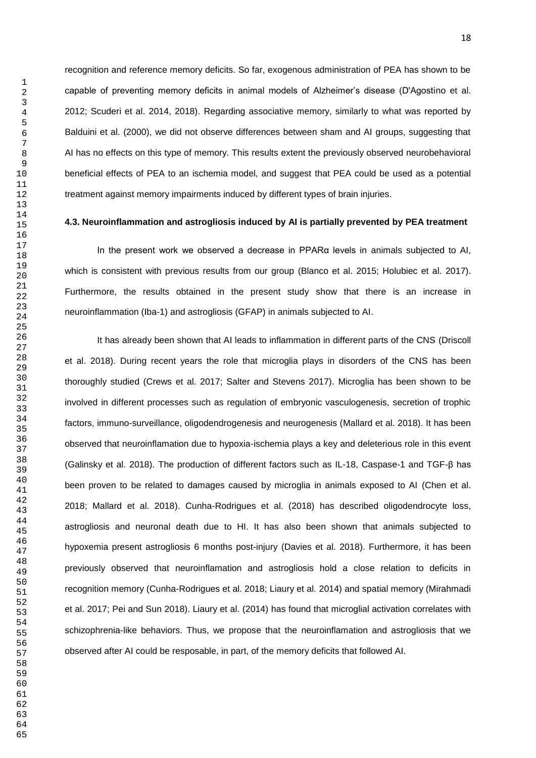recognition and reference memory deficits. So far, exogenous administration of PEA has shown to be capable of preventing memory deficits in animal models of Alzheimer's disease (D'Agostino et al. 2012; Scuderi et al. 2014, 2018). Regarding associative memory, similarly to what was reported by Balduini et al. (2000), we did not observe differences between sham and AI groups, suggesting that AI has no effects on this type of memory. This results extent the previously observed neurobehavioral beneficial effects of PEA to an ischemia model, and suggest that PEA could be used as a potential treatment against memory impairments induced by different types of brain injuries.

#### 4.3. Neuroinflammation and astrogliosis induced by AI is partially prevented by PEA treatment

In the present work we observed a decrease in PPARα levels in animals subjected to AI, which is consistent with previous results from our group (Blanco et al. 2015; Holubiec et al. 2017). Furthermore, the results obtained in the present study show that there is an increase in neuroinflammation (Iba-1) and astrogliosis (GFAP) in animals subjected to AI.

It has already been shown that AI leads to inflammation in different parts of the CNS (Driscoll et al. 2018). During recent years the role that microglia plays in disorders of the CNS has been thoroughly studied (Crews et al. 2017; Salter and Stevens 2017). Microglia has been shown to be involved in different processes such as regulation of embryonic vasculogenesis, secretion of trophic factors, immuno-surveillance, oligodendrogenesis and neurogenesis (Mallard et al. 2018). It has been observed that neuroinflamation due to hypoxia-ischemia plays a key and deleterious role in this event (Galinsky et al. 2018). The production of different factors such as IL-18, Caspase-1 and TGF-β has been proven to be related to damages caused by microglia in animals exposed to AI (Chen et al. 2018; Mallard et al. 2018). Cunha-Rodrigues et al. (2018) has described oligodendrocyte loss, astrogliosis and neuronal death due to HI. It has also been shown that animals subjected to hypoxemia present astrogliosis 6 months post-injury (Davies et al. 2018). Furthermore, it has been previously observed that neuroinflamation and astrogliosis hold a close relation to deficits in recognition memory (Cunha-Rodrigues et al. 2018; Liaury et al. 2014) and spatial memory (Mirahmadi et al. 2017; Pei and Sun 2018). Liaury et al. (2014) has found that microglial activation correlates with schizophrenia-like behaviors. Thus, we propose that the neuroinflamation and astrogliosis that we observed after AI could be resposable, in part, of the memory deficits that followed AI.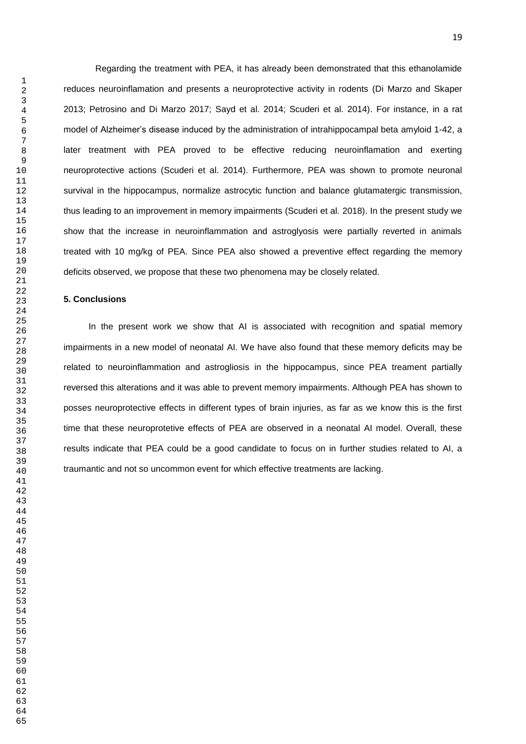Regarding the treatment with PEA, it has already been demonstrated that this ethanolamide reduces neuroinflamation and presents a neuroprotective activity in rodents (Di Marzo and Skaper 2013; Petrosino and Di Marzo 2017; Sayd et al. 2014; Scuderi et al. 2014). For instance, in a rat model of Alzheimer's disease induced by the administration of intrahippocampal beta amyloid 1-42, a later treatment with PEA proved to be effective reducing neuroinflamation and exerting neuroprotective actions (Scuderi et al. 2014). Furthermore, PEA was shown to promote neuronal survival in the hippocampus, normalize astrocytic function and balance glutamatergic transmission, thus leading to an improvement in memory impairments (Scuderi et al. 2018). In the present study we show that the increase in neuroinflammation and astroglyosis were partially reverted in animals treated with 10 mg/kg of PEA. Since PEA also showed a preventive effect regarding the memory deficits observed, we propose that these two phenomena may be closely related.

## 5. Conclusions

In the present work we show that AI is associated with recognition and spatial memory impairments in a new model of neonatal AI. We have also found that these memory deficits may be related to neuroinflammation and astrogliosis in the hippocampus, since PEA treament partially reversed this alterations and it was able to prevent memory impairments. Although PEA has shown to posses neuroprotective effects in different types of brain injuries, as far as we know this is the first time that these neuroprotetive effects of PEA are observed in a neonatal AI model. Overall, these results indicate that PEA could be a good candidate to focus on in further studies related to AI, a traumantic and not so uncommon event for which effective treatments are lacking.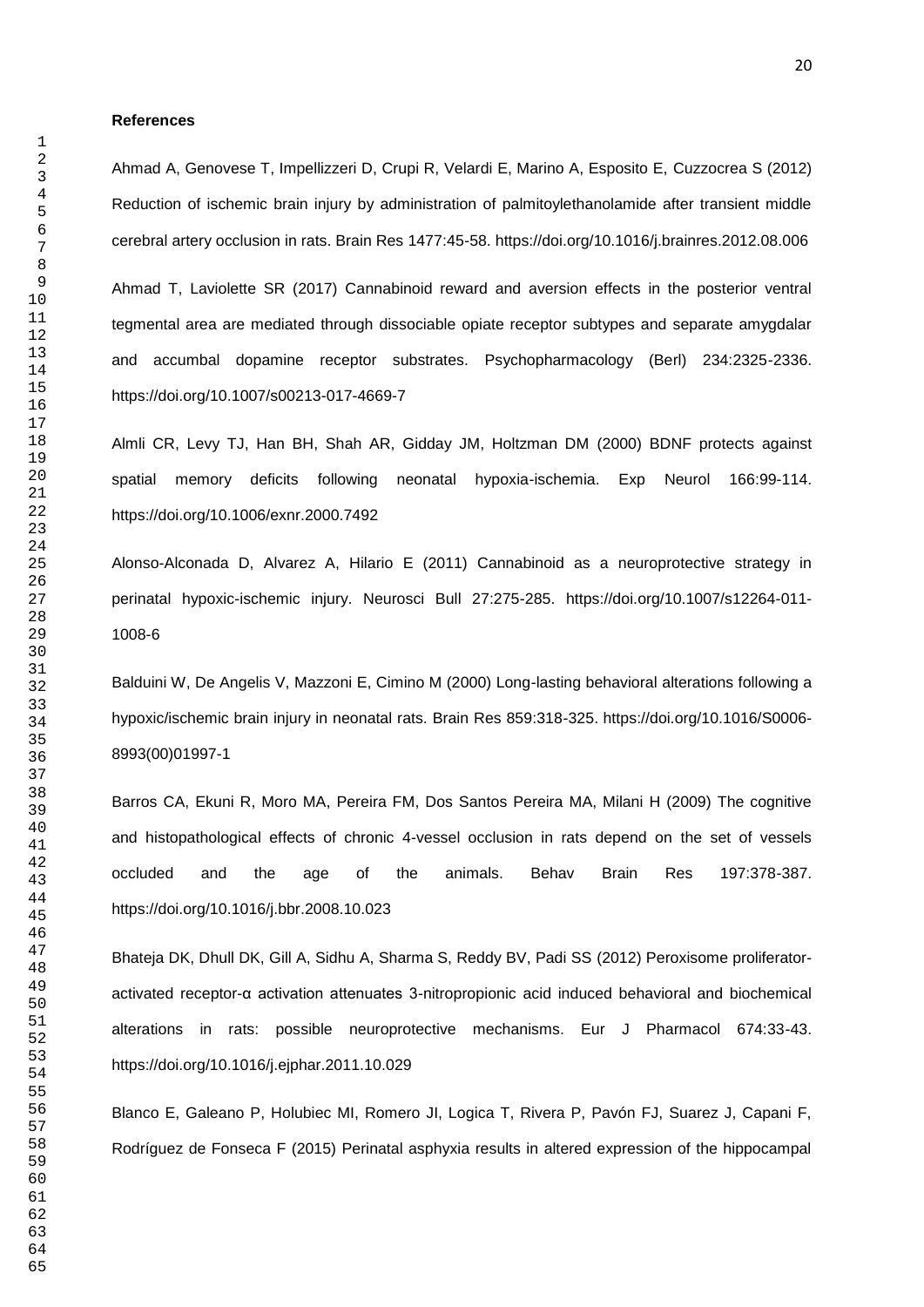**References**

Ahmad A, Genovese T, Impellizzeri D, Crupi R, Velardi E, Marino A, Esposito E, Cuzzocrea S (2012) Reduction of ischemic brain injury by administration of palmitoylethanolamide after transient middle cerebral artery occlusion in rats. Brain Res 1477:45-58. https://doi.org/10.1016/j.brainres.2012.08.006

Ahmad T, Laviolette SR (2017) Cannabinoid reward and aversion effects in the posterior ventral tegmental area are mediated through dissociable opiate receptor subtypes and separate amygdalar and accumbal dopamine receptor substrates. Psychopharmacology (Berl) 234:2325-2336. https://doi.org/10.1007/s00213-017-4669-7

Almli CR, Levy TJ, Han BH, Shah AR, Gidday JM, Holtzman DM (2000) BDNF protects against spatial memory deficits following neonatal hypoxia-ischemia. Exp Neurol 166:99-114. https://doi.org/10.1006/exnr.2000.7492

Alonso-Alconada D, Alvarez A, Hilario E (2011) Cannabinoid as a neuroprotective strategy in perinatal hypoxic-ischemic injury. Neurosci Bull 27:275-285. https://doi.org/10.1007/s12264-011-1008-6

Balduini W, De Angelis V, Mazzoni E, Cimino M (2000) Long-lasting behavioral alterations following a hypoxic/ischemic brain injury in neonatal rats. Brain Res 859:318-325. https://doi.org/10.1016/S0006-8993(00)01997-1

Barros CA, Ekuni R, Moro MA, Pereira FM, Dos Santos Pereira MA, Milani H (2009) The cognitive and histopathological effects of chronic 4-vessel occlusion in rats depend on the set of vessels occluded and the age of the animals. Behav Brain Res 197:378-387. https://doi.org/10.1016/j.bbr.2008.10.023

Bhateja DK, Dhull DK, Gill A, Sidhu A, Sharma S, Reddy BV, Padi SS (2012) Peroxisome proliferator-activated receptor-α activation attenuates 3-nitropropionic acid induced behavioral and biochemical alterations in rats: possible neuroprotective mechanisms. Eur J Pharmacol 674:33-43. https://doi.org/10.1016/j.ejphar.2011.10.029

Blanco E, Galeano P, Holubiec MI, Romero JI, Logica T, Rivera P, Pavón FJ, Suarez J, Capani F, Rodríguez de Fonseca F (2015) Perinatal asphyxia results in altered expression of the hippocampal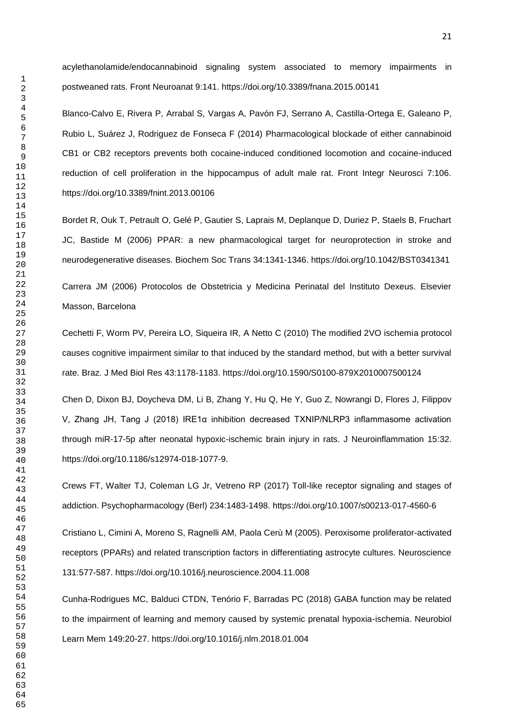acylethanolamide/endocannabinoid signaling system associated to memory impairments in postweaned rats. Front Neuroanat 9:141. https://doi.org/10.3389/fnana.2015.00141

Blanco-Calvo E, Rivera P, Arrabal S, Vargas A, Pavón FJ, Serrano A, Castilla-Ortega E, Galeano P, Rubio L, Suárez J, Rodriguez de Fonseca F (2014) Pharmacological blockade of either cannabinoid CB1 or CB2 receptors prevents both cocaine-induced conditioned locomotion and cocaine-induced reduction of cell proliferation in the hippocampus of adult male rat. Front Integr Neurosci 7:106. https://doi.org/10.3389/fnint.2013.00106

Bordet R, Ouk T, Petrault O, Gelé P, Gautier S, Laprais M, Deplanque D, Duriez P, Staels B, Fruchart JC, Bastide M (2006) PPAR: a new pharmacological target for neuroprotection in stroke and neurodegenerative diseases. Biochem Soc Trans 34:1341-1346. https://doi.org/10.1042/BST0341341

Carrera JM (2006) Protocolos de Obstetricia y Medicina Perinatal del Instituto Dexeus. Elsevier Masson, Barcelona

Cechetti F, Worm PV, Pereira LO, Siqueira IR, A Netto C (2010) The modified 2VO ischemia protocol causes cognitive impairment similar to that induced by the standard method, but with a better survival rate. Braz. J Med Biol Res 43:1178-1183. https://doi.org/10.1590/S0100-879X2010007500124

Chen D, Dixon BJ, Doycheva DM, Li B, Zhang Y, Hu Q, He Y, Guo Z, Nowrangi D, Flores J, Filippov V, Zhang JH, Tang J (2018) IRE1α inhibition decreased TXNIP/NLRP3 inflammasome activation through miR-17-5p after neonatal hypoxic-ischemic brain injury in rats. J Neuroinflammation 15:32. https://doi.org/10.1186/s12974-018-1077-9.

Crews FT, Walter TJ, Coleman LG Jr, Vetreno RP (2017) Toll-like receptor signaling and stages of addiction. Psychopharmacology (Berl) 234:1483-1498. https://doi.org/10.1007/s00213-017-4560-6

Cristiano L, Cimini A, Moreno S, Ragnelli AM, Paola Cerù M (2005). Peroxisome proliferator-activated receptors (PPARs) and related transcription factors in differentiating astrocyte cultures. Neuroscience 131:577-587. https://doi.org/10.1016/j.neuroscience.2004.11.008

Cunha-Rodrigues MC, Balduci CTDN, Tenório F, Barradas PC (2018) GABA function may be related to the impairment of learning and memory caused by systemic prenatal hypoxia-ischemia. Neurobiol Learn Mem 149:20-27. https://doi.org/10.1016/j.nlm.2018.01.004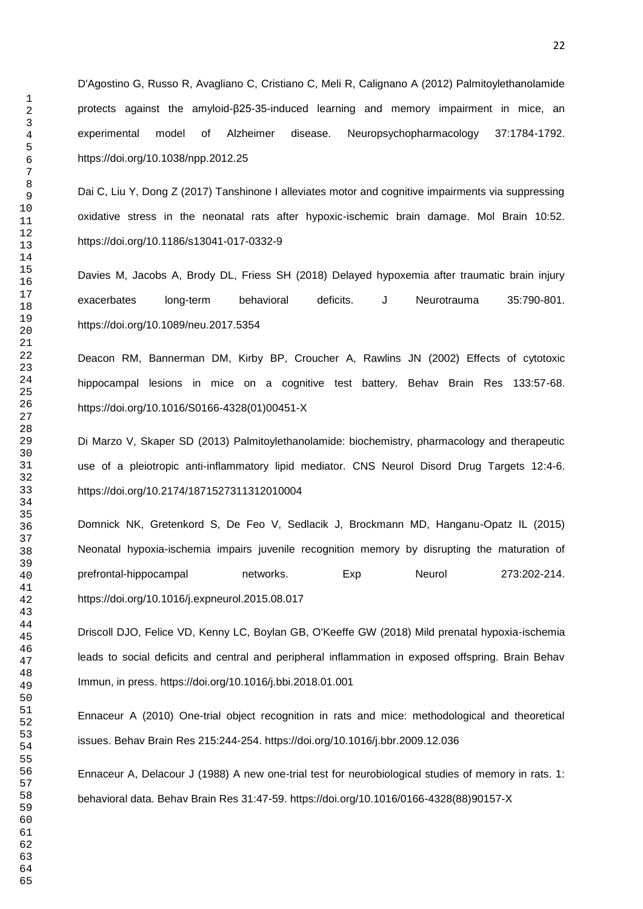D'Agostino G, Russo R, Avagliano C, Cristiano C, Meli R, Calignano A (2012) Palmitoylethanolamide protects against the amyloid-β25-35-induced learning and memory impairment in mice, an experimental model of Alzheimer disease. Neuropsychopharmacology 37:1784-1792. https://doi.org/10.1038/npp.2012.25

Dai C, Liu Y, Dong Z (2017) Tanshinone I alleviates motor and cognitive impairments via suppressing oxidative stress in the neonatal rats after hypoxic-ischemic brain damage. Mol Brain 10:52. https://doi.org/10.1186/s13041-017-0332-9

Davies M, Jacobs A, Brody DL, Friess SH (2018) Delayed hypoxemia after traumatic brain injury exacerbates long-term behavioral deficits. J Neurotrauma 35:790-801. https://doi.org/10.1089/neu.2017.5354

Deacon RM, Bannerman DM, Kirby BP, Croucher A, Rawlins JN (2002) Effects of cytotoxic hippocampal lesions in mice on a cognitive test battery. Behav Brain Res 133:57-68. https://doi.org/10.1016/S0166-4328(01)00451-X

Di Marzo V, Skaper SD (2013) Palmitoylethanolamide: biochemistry, pharmacology and therapeutic use of a pleiotropic anti-inflammatory lipid mediator. CNS Neurol Disord Drug Targets 12:4-6. https://doi.org/10.2174/1871527311312010004

Domnick NK, Gretenkord S, De Feo V, Sedlacik J, Brockmann MD, Hanganu-Opatz IL (2015) Neonatal hypoxia-ischemia impairs juvenile recognition memory by disrupting the maturation of prefrontal-hippocampal networks. Exp Neurol 273:202-214. https://doi.org/10.1016/j.expneurol.2015.08.017

Driscoll DJO, Felice VD, Kenny LC, Boylan GB, O'Keeffe GW (2018) Mild prenatal hypoxia-ischemia leads to social deficits and central and peripheral inflammation in exposed offspring. Brain Behav Immun, in press. https://doi.org/10.1016/j.bbi.2018.01.001

Ennaceur A (2010) One-trial object recognition in rats and mice: methodological and theoretical issues. Behav Brain Res 215:244-254. https://doi.org/10.1016/j.bbr.2009.12.036

Ennaceur A, Delacour J (1988) A new one-trial test for neurobiological studies of memory in rats. 1: behavioral data. Behav Brain Res 31:47-59. https://doi.org/10.1016/0166-4328(88)90157-X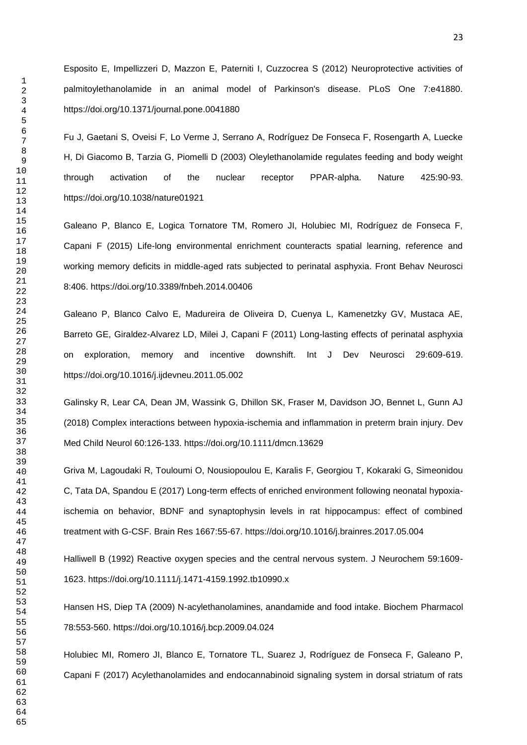Esposito E, Impellizzeri D, Mazzon E, Paterniti I, Cuzzocrea S (2012) Neuroprotective activities of palmitoylethanolamide in an animal model of Parkinson's disease. PLoS One 7:e41880. https://doi.org/10.1371/journal.pone.0041880

Fu J, Gaetani S, Oveisi F, Lo Verme J, Serrano A, Rodríguez De Fonseca F, Rosengarth A, Luecke H, Di Giacomo B, Tarzia G, Piomelli D (2003) Oleylethanolamide regulates feeding and body weight through activation of the nuclear receptor PPAR-alpha. Nature 425:90-93. https://doi.org/10.1038/nature01921

Galeano P, Blanco E, Logica Tornatore TM, Romero JI, Holubiec MI, Rodríguez de Fonseca F, Capani F (2015) Life-long environmental enrichment counteracts spatial learning, reference and working memory deficits in middle-aged rats subjected to perinatal asphyxia. Front Behav Neurosci 8:406. https://doi.org/10.3389/fnbeh.2014.00406

Galeano P, Blanco Calvo E, Madureira de Oliveira D, Cuenya L, Kamenetzky GV, Mustaca AE, Barreto GE, Giraldez-Alvarez LD, Milei J, Capani F (2011) Long-lasting effects of perinatal asphyxia on exploration, memory and incentive downshift. Int J Dev Neurosci 29:609-619. https://doi.org/10.1016/j.ijdevneu.2011.05.002

Galinsky R, Lear CA, Dean JM, Wassink G, Dhillon SK, Fraser M, Davidson JO, Bennet L, Gunn AJ (2018) Complex interactions between hypoxia-ischemia and inflammation in preterm brain injury. Dev Med Child Neurol 60:126-133. https://doi.org/10.1111/dmcn.13629

Griva M, Lagoudaki R, Touloumi O, Nousiopoulou E, Karalis F, Georgiou T, Kokaraki G, Simeonidou C, Tata DA, Spandou E (2017) Long-term effects of enriched environment following neonatal hypoxia-ischemia on behavior, BDNF and synaptophysin levels in rat hippocampus: effect of combined treatment with G-CSF. Brain Res 1667:55-67. https://doi.org/10.1016/j.brainres.2017.05.004

Halliwell B (1992) Reactive oxygen species and the central nervous system. J Neurochem 59:1609-1623. https://doi.org/10.1111/j.1471-4159.1992.tb10990.x

Hansen HS, Diep TA (2009) N-acylethanolamines, anandamide and food intake. Biochem Pharmacol 78:553-560. https://doi.org/10.1016/j.bcp.2009.04.024

Holubiec MI, Romero JI, Blanco E, Tornatore TL, Suarez J, Rodríguez de Fonseca F, Galeano P, Capani F (2017) Acylethanolamides and endocannabinoid signaling system in dorsal striatum of rats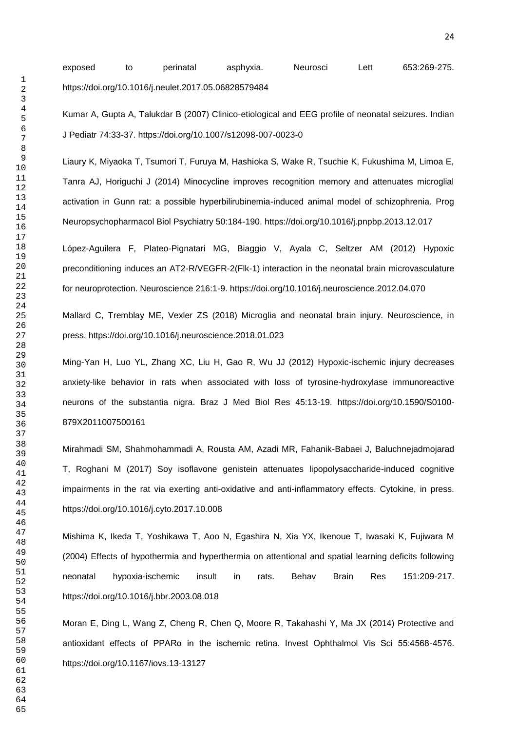exposed to perinatal asphyxia. Neurosci Lett 653:269-275. https://doi.org/10.1016/j.neulet.2017.05.06828579484

Kumar A, Gupta A, Talukdar B (2007) Clinico-etiological and EEG profile of neonatal seizures. Indian J Pediatr 74:33-37. https://doi.org/10.1007/s12098-007-0023-0

Liaury K, Miyaoka T, Tsumori T, Furuya M, Hashioka S, Wake R, Tsuchie K, Fukushima M, Limoa E, Tanra AJ, Horiguchi J (2014) Minocycline improves recognition memory and attenuates microglial activation in Gunn rat: a possible hyperbilirubinemia-induced animal model of schizophrenia. Prog Neuropsychopharmacol Biol Psychiatry 50:184-190. https://doi.org/10.1016/j.pnpbp.2013.12.017

López-Aguilera F, Plateo-Pignatari MG, Biaggio V, Ayala C, Seltzer AM (2012) Hypoxic preconditioning induces an AT2-R/VEGFR-2(Flk-1) interaction in the neonatal brain microvasculature for neuroprotection. Neuroscience 216:1-9. https://doi.org/10.1016/j.neuroscience.2012.04.070

Mallard C, Tremblay ME, Vexler ZS (2018) Microglia and neonatal brain injury. Neuroscience, in press. https://doi.org/10.1016/j.neuroscience.2018.01.023

Ming-Yan H, Luo YL, Zhang XC, Liu H, Gao R, Wu JJ (2012) Hypoxic-ischemic injury decreases anxiety-like behavior in rats when associated with loss of tyrosine-hydroxylase immunoreactive neurons of the substantia nigra. Braz J Med Biol Res 45:13-19. https://doi.org/10.1590/S0100-879X2011007500161

Mirahmadi SM, Shahmohammadi A, Rousta AM, Azadi MR, Fahanik-Babaei J, Baluchnejadmojarad T, Roghani M (2017) Soy isoflavone genistein attenuates lipopolysaccharide-induced cognitive impairments in the rat via exerting anti-oxidative and anti-inflammatory effects. Cytokine, in press. https://doi.org/10.1016/j.cyto.2017.10.008

Mishima K, Ikeda T, Yoshikawa T, Aoo N, Egashira N, Xia YX, Ikenoue T, Iwasaki K, Fujiwara M (2004) Effects of hypothermia and hyperthermia on attentional and spatial learning deficits following neonatal hypoxia-ischemic insult in rats. Behav Brain Res 151:209-217. https://doi.org/10.1016/j.bbr.2003.08.018

Moran E, Ding L, Wang Z, Cheng R, Chen Q, Moore R, Takahashi Y, Ma JX (2014) Protective and antioxidant effects of PPARα in the ischemic retina. Invest Ophthalmol Vis Sci 55:4568-4576. https://doi.org/10.1167/iovs.13-13127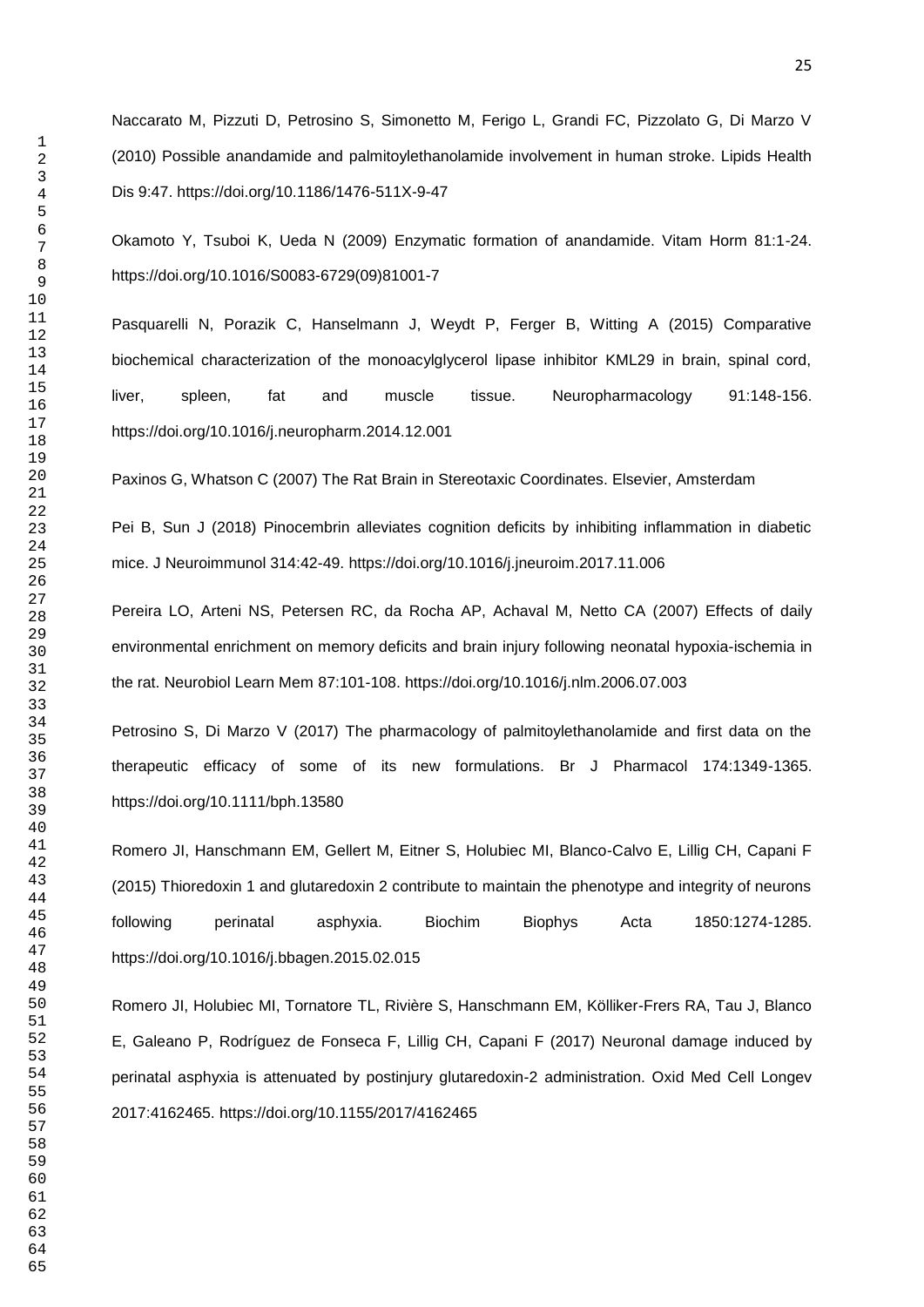Naccarato M, Pizzuti D, Petrosino S, Simonetto M, Ferigo L, Grandi FC, Pizzolato G, Di Marzo V (2010) Possible anandamide and palmitoylethanolamide involvement in human stroke. Lipids Health Dis 9:47. https://doi.org/10.1186/1476-511X-9-47

Okamoto Y, Tsuboi K, Ueda N (2009) Enzymatic formation of anandamide. Vitam Horm 81:1-24. https://doi.org/10.1016/S0083-6729(09)81001-7

Pasquarelli N, Porazik C, Hanselmann J, Weydt P, Ferger B, Witting A (2015) Comparative biochemical characterization of the monoacylglycerol lipase inhibitor KML29 in brain, spinal cord, liver, spleen, fat and muscle tissue. Neuropharmacology 91:148-156. https://doi.org/10.1016/j.neuropharm.2014.12.001

Paxinos G, Whatson C (2007) The Rat Brain in Stereotaxic Coordinates. Elsevier, Amsterdam

Pei B, Sun J (2018) Pinocembrin alleviates cognition deficits by inhibiting inflammation in diabetic mice. J Neuroimmunol 314:42-49. https://doi.org/10.1016/j.jneuroim.2017.11.006

Pereira LO, Arteni NS, Petersen RC, da Rocha AP, Achaval M, Netto CA (2007) Effects of daily environmental enrichment on memory deficits and brain injury following neonatal hypoxia-ischemia in the rat. Neurobiol Learn Mem 87:101-108. https://doi.org/10.1016/j.nlm.2006.07.003

Petrosino S, Di Marzo V (2017) The pharmacology of palmitoylethanolamide and first data on the therapeutic efficacy of some of its new formulations. Br J Pharmacol 174:1349-1365. https://doi.org/10.1111/bph.13580

Romero JI, Hanschmann EM, Gellert M, Eitner S, Holubiec MI, Blanco-Calvo E, Lillig CH, Capani F (2015) Thioredoxin 1 and glutaredoxin 2 contribute to maintain the phenotype and integrity of neurons following perinatal asphyxia. Biochim Biophys Acta 1850:1274-1285. https://doi.org/10.1016/j.bbagen.2015.02.015

Romero JI, Holubiec MI, Tornatore TL, Rivière S, Hanschmann EM, Kölliker-Frers RA, Tau J, Blanco E, Galeano P, Rodríguez de Fonseca F, Lillig CH, Capani F (2017) Neuronal damage induced by perinatal asphyxia is attenuated by postinjury glutaredoxin-2 administration. Oxid Med Cell Longev 2017:4162465. https://doi.org/10.1155/2017/4162465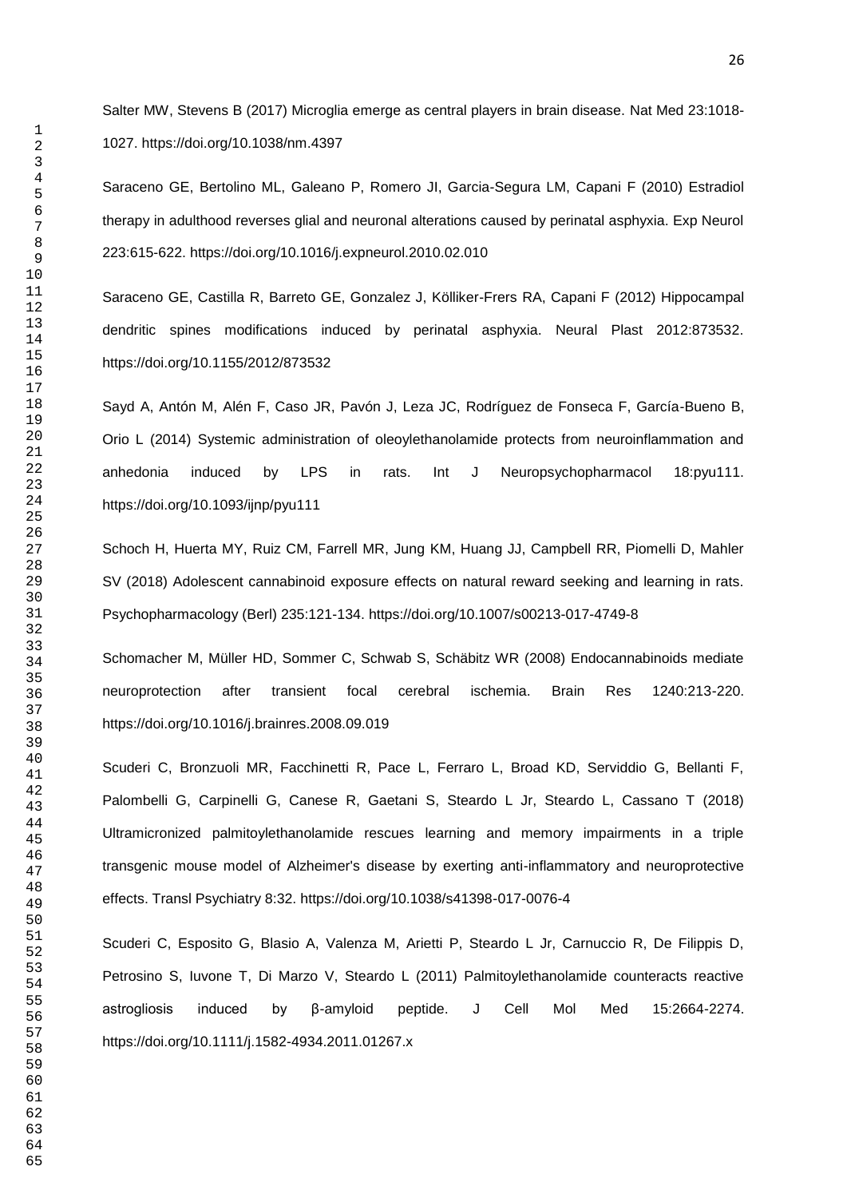Salter MW, Stevens B (2017) Microglia emerge as central players in brain disease. Nat Med 23:1018-1027. https://doi.org/10.1038/nm.4397

Saraceno GE, Bertolino ML, Galeano P, Romero JI, Garcia-Segura LM, Capani F (2010) Estradiol therapy in adulthood reverses glial and neuronal alterations caused by perinatal asphyxia. Exp Neurol 223:615-622. https://doi.org/10.1016/j.expneurol.2010.02.010

Saraceno GE, Castilla R, Barreto GE, Gonzalez J, Kölliker-Frers RA, Capani F (2012) Hippocampal dendritic spines modifications induced by perinatal asphyxia. Neural Plast 2012:873532. https://doi.org/10.1155/2012/873532

Sayd A, Antón M, Alén F, Caso JR, Pavón J, Leza JC, Rodríguez de Fonseca F, García-Bueno B, Orio L (2014) Systemic administration of oleoylethanolamide protects from neuroinflammation and anhedonia induced by LPS in rats. Int J Neuropsychopharmacol 18:pyu111. https://doi.org/10.1093/ijnp/pyu111

Schoch H, Huerta MY, Ruiz CM, Farrell MR, Jung KM, Huang JJ, Campbell RR, Piomelli D, Mahler SV (2018) Adolescent cannabinoid exposure effects on natural reward seeking and learning in rats. Psychopharmacology (Berl) 235:121-134. https://doi.org/10.1007/s00213-017-4749-8

Schomacher M, Müller HD, Sommer C, Schwab S, Schäbitz WR (2008) Endocannabinoids mediate neuroprotection after transient focal cerebral ischemia. Brain Res 1240:213-220. https://doi.org/10.1016/j.brainres.2008.09.019

Scuderi C, Bronzuoli MR, Facchinetti R, Pace L, Ferraro L, Broad KD, Serviddio G, Bellanti F, Palombelli G, Carpinelli G, Canese R, Gaetani S, Steardo L Jr, Steardo L, Cassano T (2018) Ultramicronized palmitoylethanolamide rescues learning and memory impairments in a triple transgenic mouse model of Alzheimer's disease by exerting anti-inflammatory and neuroprotective effects. Transl Psychiatry 8:32. https://doi.org/10.1038/s41398-017-0076-4

Scuderi C, Esposito G, Blasio A, Valenza M, Arietti P, Steardo L Jr, Carnuccio R, De Filippis D, Petrosino S, Iuvone T, Di Marzo V, Steardo L (2011) Palmitoylethanolamide counteracts reactive astrogliosis induced by β-amyloid peptide. J Cell Mol Med 15:2664-2274. https://doi.org/10.1111/j.1582-4934.2011.01267.x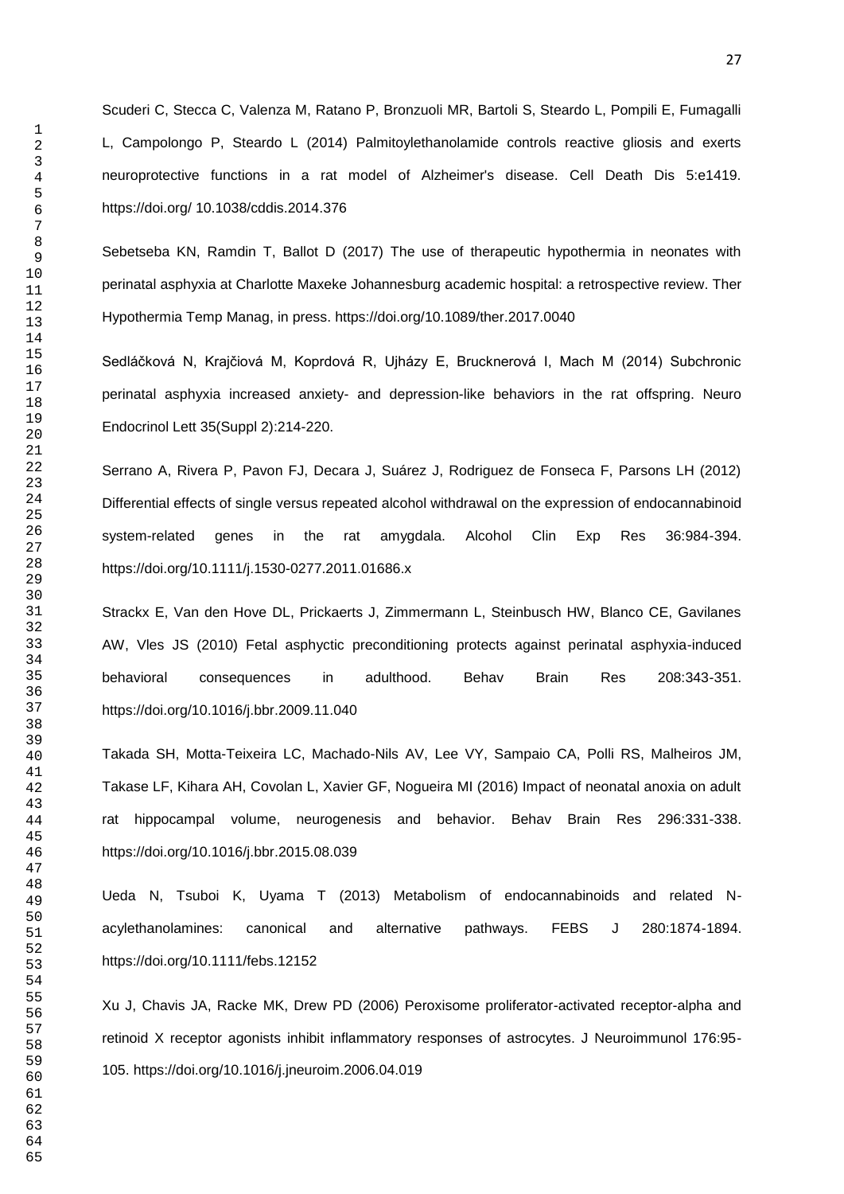Scuderi C, Stecca C, Valenza M, Ratano P, Bronzuoli MR, Bartoli S, Steardo L, Pompili E, Fumagalli L, Campolongo P, Steardo L (2014) Palmitoylethanolamide controls reactive gliosis and exerts neuroprotective functions in a rat model of Alzheimer's disease. Cell Death Dis 5:e1419. https://doi.org/ 10.1038/cddis.2014.376

Sebetseba KN, Ramdin T, Ballot D (2017) The use of therapeutic hypothermia in neonates with perinatal asphyxia at Charlotte Maxeke Johannesburg academic hospital: a retrospective review. Ther Hypothermia Temp Manag, in press. https://doi.org/10.1089/ther.2017.0040

Sedláčková N, Krajčiová M, Koprdová R, Ujházy E, Brucknerová I, Mach M (2014) Subchronic perinatal asphyxia increased anxiety- and depression-like behaviors in the rat offspring. Neuro Endocrinol Lett 35(Suppl 2):214-220.

Serrano A, Rivera P, Pavon FJ, Decara J, Suárez J, Rodriguez de Fonseca F, Parsons LH (2012) Differential effects of single versus repeated alcohol withdrawal on the expression of endocannabinoid system-related genes in the rat amygdala. Alcohol Clin Exp Res 36:984-394. https://doi.org/10.1111/j.1530-0277.2011.01686.x

Strackx E, Van den Hove DL, Prickaerts J, Zimmermann L, Steinbusch HW, Blanco CE, Gavilanes AW, Vles JS (2010) Fetal asphyctic preconditioning protects against perinatal asphyxia-induced behavioral consequences in adulthood. Behav Brain Res 208:343-351. https://doi.org/10.1016/j.bbr.2009.11.040

Takada SH, Motta-Teixeira LC, Machado-Nils AV, Lee VY, Sampaio CA, Polli RS, Malheiros JM, Takase LF, Kihara AH, Covolan L, Xavier GF, Nogueira MI (2016) Impact of neonatal anoxia on adult rat hippocampal volume, neurogenesis and behavior. Behav Brain Res 296:331-338. https://doi.org/10.1016/j.bbr.2015.08.039

Ueda N, Tsuboi K, Uyama T (2013) Metabolism of endocannabinoids and related N-acylethanolamines: canonical and alternative pathways. FEBS J 280:1874-1894. https://doi.org/10.1111/febs.12152

Xu J, Chavis JA, Racke MK, Drew PD (2006) Peroxisome proliferator-activated receptor-alpha and retinoid X receptor agonists inhibit inflammatory responses of astrocytes. J Neuroimmunol 176:95-105. https://doi.org/10.1016/j.jneuroim.2006.04.019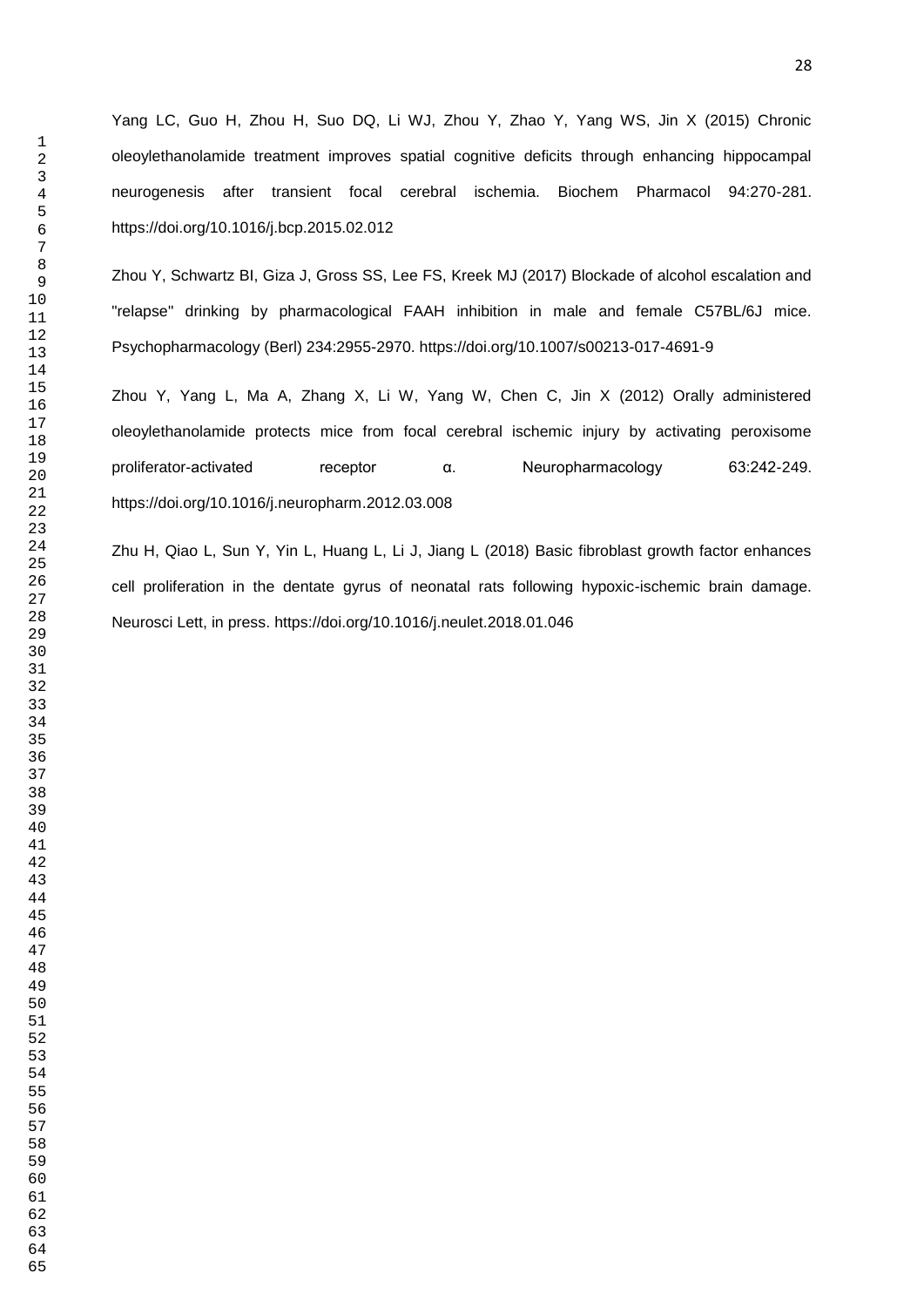Yang LC, Guo H, Zhou H, Suo DQ, Li WJ, Zhou Y, Zhao Y, Yang WS, Jin X (2015) Chronic oleoylethanolamide treatment improves spatial cognitive deficits through enhancing hippocampal neurogenesis after transient focal cerebral ischemia. Biochem Pharmacol 94:270-281. https://doi.org/10.1016/j.bcp.2015.02.012

Zhou Y, Schwartz BI, Giza J, Gross SS, Lee FS, Kreek MJ (2017) Blockade of alcohol escalation and "relapse" drinking by pharmacological FAAH inhibition in male and female C57BL/6J mice. Psychopharmacology (Berl) 234:2955-2970. https://doi.org/10.1007/s00213-017-4691-9

Zhou Y, Yang L, Ma A, Zhang X, Li W, Yang W, Chen C, Jin X (2012) Orally administered oleoylethanolamide protects mice from focal cerebral ischemic injury by activating peroxisome proliferator-activated receptor α. Neuropharmacology 63:242-249. https://doi.org/10.1016/j.neuropharm.2012.03.008

Zhu H, Qiao L, Sun Y, Yin L, Huang L, Li J, Jiang L (2018) Basic fibroblast growth factor enhances cell proliferation in the dentate gyrus of neonatal rats following hypoxic-ischemic brain damage. Neurosci Lett, in press. https://doi.org/10.1016/j.neulet.2018.01.046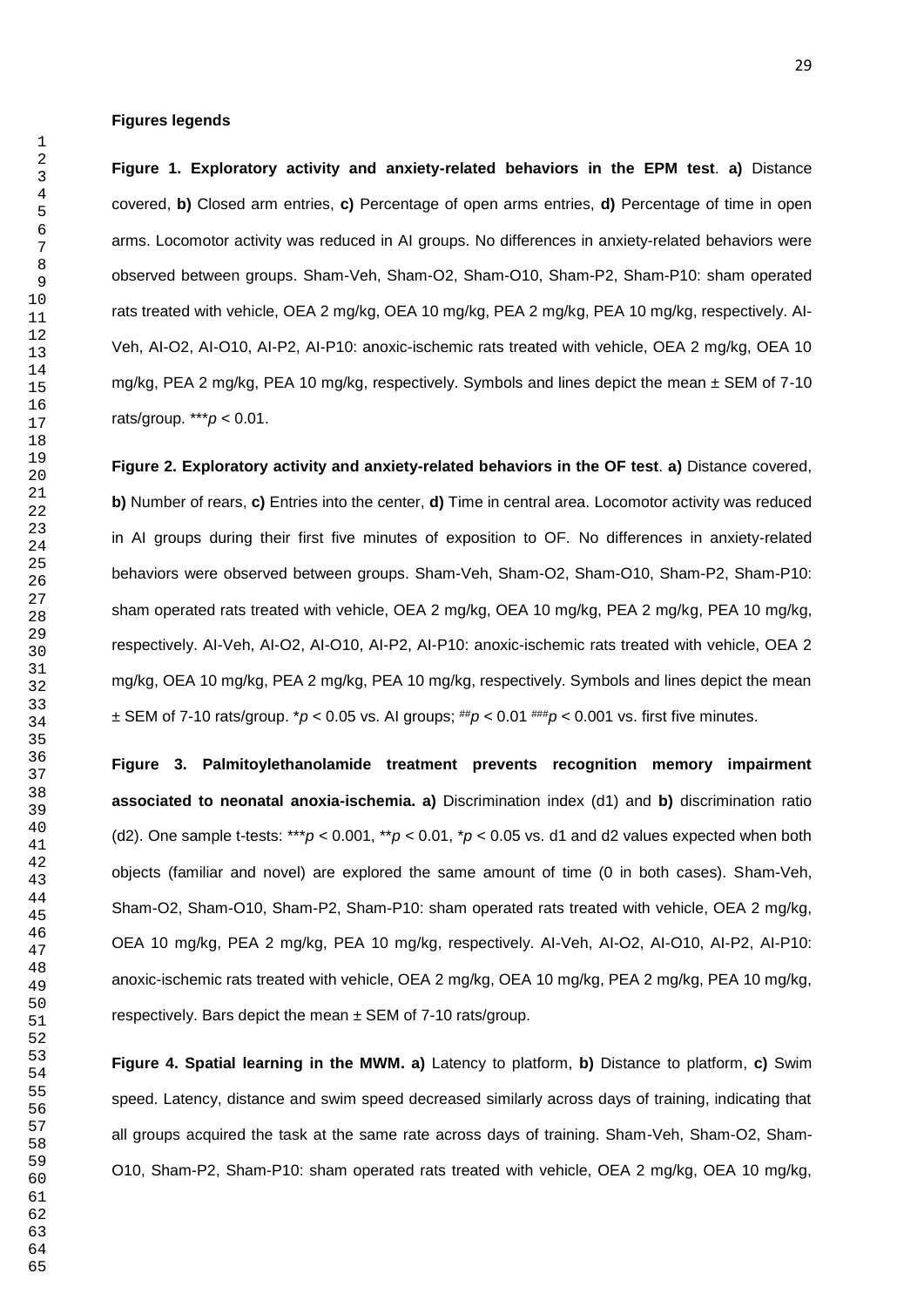**Figures legends**

**Figure 1. Exploratory activity and anxiety-related behaviors in the EPM test**. **a)** Distance covered, **b)** Closed arm entries, **c)** Percentage of open arms entries, **d)** Percentage of time in open arms. Locomotor activity was reduced in AI groups. No differences in anxiety-related behaviors were observed between groups. Sham-Veh, Sham-O2, Sham-O10, Sham-P2, Sham-P10: sham operated rats treated with vehicle, OEA 2 mg/kg, OEA 10 mg/kg, PEA 2 mg/kg, PEA 10 mg/kg, respectively. AI-Veh, AI-O2, AI-O10, AI-P2, AI-P10: anoxic-ischemic rats treated with vehicle, OEA 2 mg/kg, OEA 10 mg/kg, PEA 2 mg/kg, PEA 10 mg/kg, respectively. Symbols and lines depict the mean ± SEM of 7-10 rats/group. ***$p < 0.01$.

**Figure 2. Exploratory activity and anxiety-related behaviors in the OF test**. **a)** Distance covered, **b)** Number of rears, **c)** Entries into the center, **d)** Time in central area. Locomotor activity was reduced in AI groups during their first five minutes of exposition to OF. No differences in anxiety-related behaviors were observed between groups. Sham-Veh, Sham-O2, Sham-O10, Sham-P2, Sham-P10: sham operated rats treated with vehicle, OEA 2 mg/kg, OEA 10 mg/kg, PEA 2 mg/kg, PEA 10 mg/kg, respectively. AI-Veh, AI-O2, AI-O10, AI-P2, AI-P10: anoxic-ischemic rats treated with vehicle, OEA 2 mg/kg, OEA 10 mg/kg, PEA 2 mg/kg, PEA 10 mg/kg, respectively. Symbols and lines depict the mean ± SEM of 7-10 rats/group. *$p < 0.05$ vs. AI groups; ##$p < 0.01$ ###$p < 0.001$ vs. first five minutes.

**Figure 3. Palmitoylethanolamide treatment prevents recognition memory impairment associated to neonatal anoxia-ischemia. a)** Discrimination index (d1) and **b)** discrimination ratio (d2). One sample t-tests: ***$p < 0.001$, **$p < 0.01$, *$p < 0.05$ vs. d1 and d2 values expected when both objects (familiar and novel) are explored the same amount of time (0 in both cases). Sham-Veh, Sham-O2, Sham-O10, Sham-P2, Sham-P10: sham operated rats treated with vehicle, OEA 2 mg/kg, OEA 10 mg/kg, PEA 2 mg/kg, PEA 10 mg/kg, respectively. AI-Veh, AI-O2, AI-O10, AI-P2, AI-P10: anoxic-ischemic rats treated with vehicle, OEA 2 mg/kg, OEA 10 mg/kg, PEA 2 mg/kg, PEA 10 mg/kg, respectively. Bars depict the mean ± SEM of 7-10 rats/group.

**Figure 4. Spatial learning in the MWM. a)** Latency to platform, **b)** Distance to platform, **c)** Swim speed. Latency, distance and swim speed decreased similarly across days of training, indicating that all groups acquired the task at the same rate across days of training. Sham-Veh, Sham-O2, Sham-O10, Sham-P2, Sham-P10: sham operated rats treated with vehicle, OEA 2 mg/kg, OEA 10 mg/kg,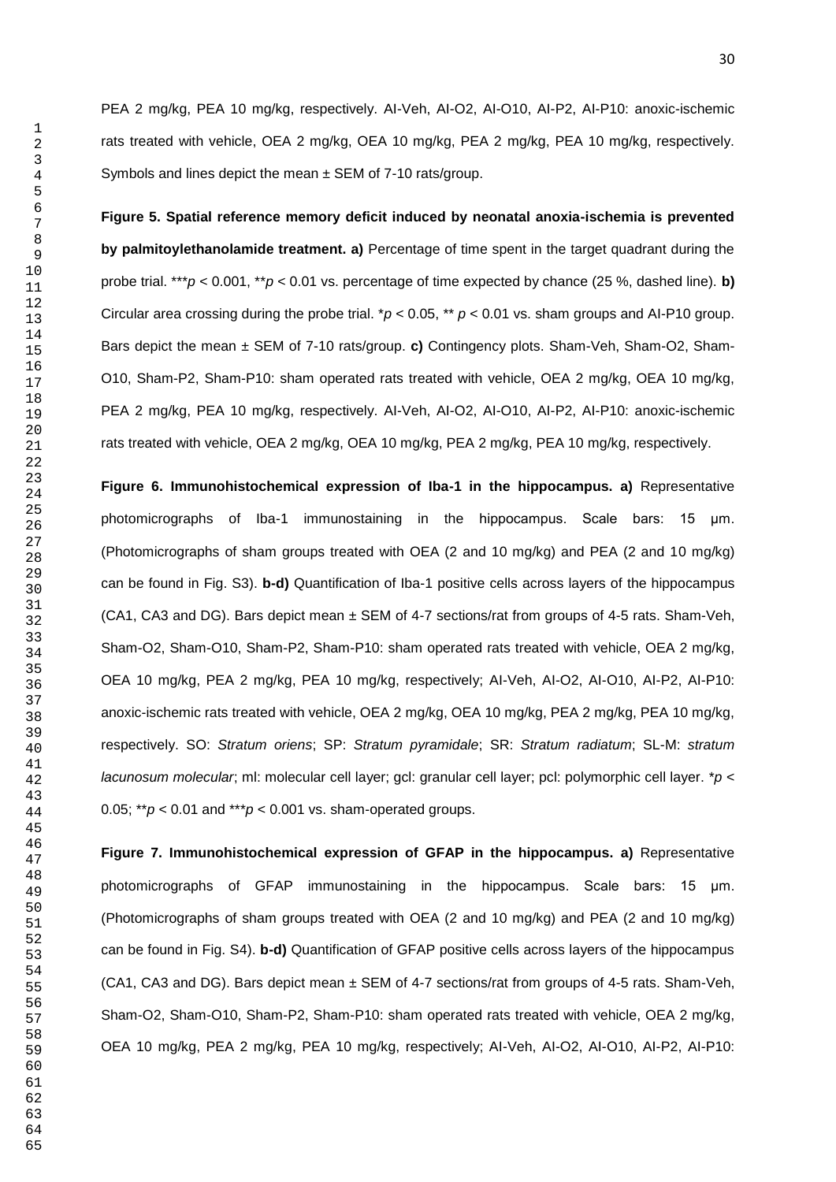PEA 2 mg/kg, PEA 10 mg/kg, respectively. AI-Veh, AI-O2, AI-O10, AI-P2, AI-P10: anoxic-ischemic rats treated with vehicle, OEA 2 mg/kg, OEA 10 mg/kg, PEA 2 mg/kg, PEA 10 mg/kg, respectively. Symbols and lines depict the mean ± SEM of 7-10 rats/group.

**Figure 5. Spatial reference memory deficit induced by neonatal anoxia-ischemia is prevented by palmitoylethanolamide treatment. a)** Percentage of time spent in the target quadrant during the probe trial. ***$p < 0.001$, **$p < 0.01$ vs. percentage of time expected by chance (25 %, dashed line). **b)** Circular area crossing during the probe trial. *$p < 0.05$, ** $p < 0.01$ vs. sham groups and AI-P10 group. Bars depict the mean ± SEM of 7-10 rats/group. **c)** Contingency plots. Sham-Veh, Sham-O2, Sham-O10, Sham-P2, Sham-P10: sham operated rats treated with vehicle, OEA 2 mg/kg, OEA 10 mg/kg, PEA 2 mg/kg, PEA 10 mg/kg, respectively. AI-Veh, AI-O2, AI-O10, AI-P2, AI-P10: anoxic-ischemic rats treated with vehicle, OEA 2 mg/kg, OEA 10 mg/kg, PEA 2 mg/kg, PEA 10 mg/kg, respectively.

**Figure 6. Immunohistochemical expression of Iba-1 in the hippocampus. a)** Representative photomicrographs of Iba-1 immunostaining in the hippocampus. Scale bars: 15 μm. (Photomicrographs of sham groups treated with OEA (2 and 10 mg/kg) and PEA (2 and 10 mg/kg) can be found in Fig. S3). **b-d)** Quantification of Iba-1 positive cells across layers of the hippocampus (CA1, CA3 and DG). Bars depict mean ± SEM of 4-7 sections/rat from groups of 4-5 rats. Sham-Veh, Sham-O2, Sham-O10, Sham-P2, Sham-P10: sham operated rats treated with vehicle, OEA 2 mg/kg, OEA 10 mg/kg, PEA 2 mg/kg, PEA 10 mg/kg, respectively; AI-Veh, AI-O2, AI-O10, AI-P2, AI-P10: anoxic-ischemic rats treated with vehicle, OEA 2 mg/kg, OEA 10 mg/kg, PEA 2 mg/kg, PEA 10 mg/kg, respectively. SO: *Stratum oriens*; SP: *Stratum pyramidale*; SR: *Stratum radiatum*; SL-M: *stratum lacunosum molecular*; ml: molecular cell layer; gcl: granular cell layer; pcl: polymorphic cell layer. *$p < 0.05$; **$p < 0.01$ and ***$p < 0.001$ vs. sham-operated groups.

**Figure 7. Immunohistochemical expression of GFAP in the hippocampus. a)** Representative photomicrographs of GFAP immunostaining in the hippocampus. Scale bars: 15 μm. (Photomicrographs of sham groups treated with OEA (2 and 10 mg/kg) and PEA (2 and 10 mg/kg) can be found in Fig. S4). **b-d)** Quantification of GFAP positive cells across layers of the hippocampus (CA1, CA3 and DG). Bars depict mean ± SEM of 4-7 sections/rat from groups of 4-5 rats. Sham-Veh, Sham-O2, Sham-O10, Sham-P2, Sham-P10: sham operated rats treated with vehicle, OEA 2 mg/kg, OEA 10 mg/kg, PEA 2 mg/kg, PEA 10 mg/kg, respectively; AI-Veh, AI-O2, AI-O10, AI-P2, AI-P10: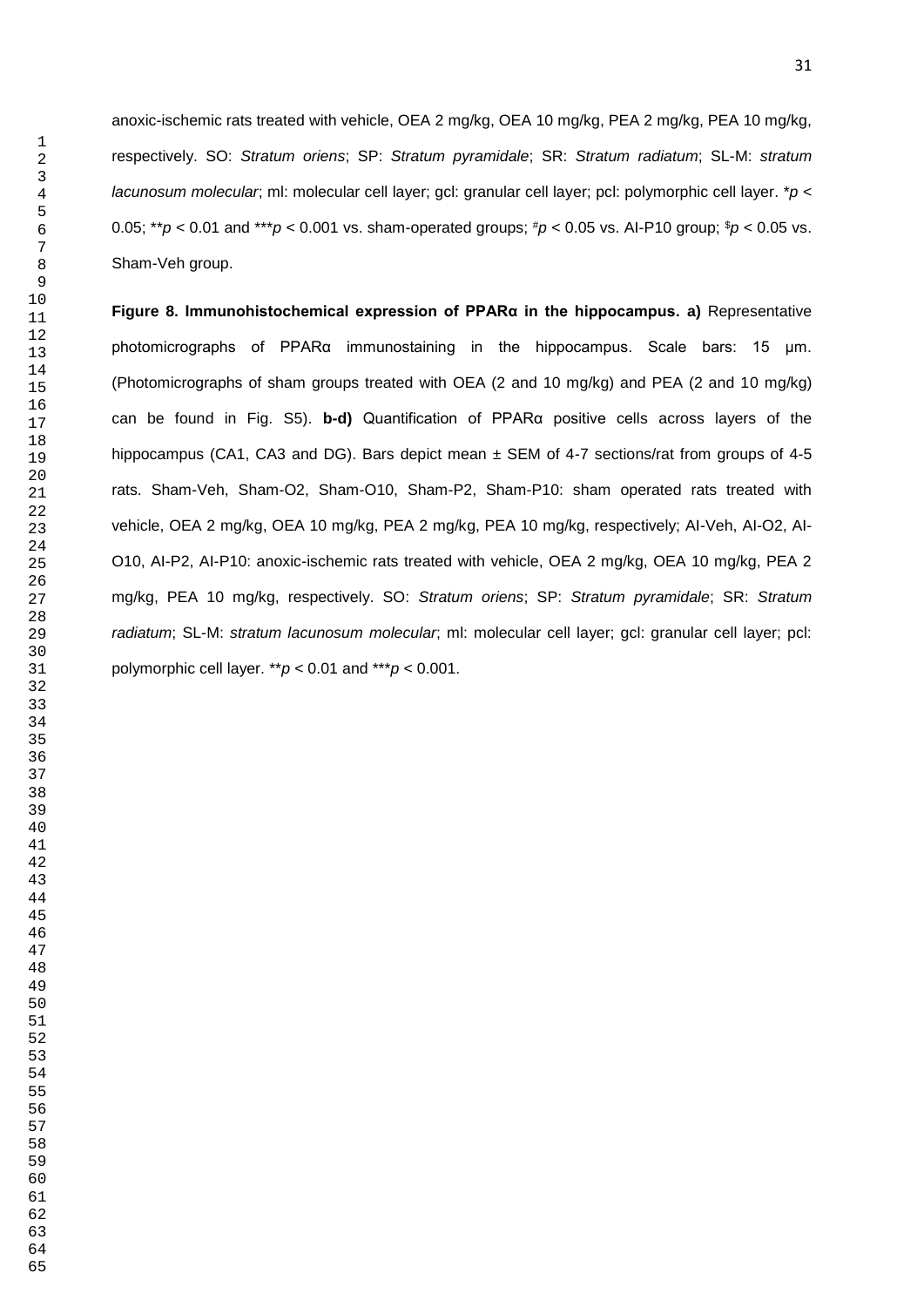anoxic-ischemic rats treated with vehicle, OEA 2 mg/kg, OEA 10 mg/kg, PEA 2 mg/kg, PEA 10 mg/kg, respectively. SO: *Stratum oriens*; SP: *Stratum pyramidale*; SR: *Stratum radiatum*; SL-M: *stratum lacunosum molecular*; ml: molecular cell layer; gcl: granular cell layer; pcl: polymorphic cell layer. $^{*}p < 0.05$; $^{**}p < 0.01$ and $^{***}p < 0.001$ vs. sham-operated groups; $^{\#}p < 0.05$ vs. AI-P10 group; $^{\$}p < 0.05$ vs. Sham-Veh group.

**Figure 8. Immunohistochemical expression of PPARα in the hippocampus. a)** Representative photomicrographs of PPARα immunostaining in the hippocampus. Scale bars: 15 μm. (Photomicrographs of sham groups treated with OEA (2 and 10 mg/kg) and PEA (2 and 10 mg/kg) can be found in Fig. S5). **b-d)** Quantification of PPARα positive cells across layers of the hippocampus (CA1, CA3 and DG). Bars depict mean ± SEM of 4-7 sections/rat from groups of 4-5 rats. Sham-Veh, Sham-O2, Sham-O10, Sham-P2, Sham-P10: sham operated rats treated with vehicle, OEA 2 mg/kg, OEA 10 mg/kg, PEA 2 mg/kg, PEA 10 mg/kg, respectively; AI-Veh, AI-O2, AI-O10, AI-P2, AI-P10: anoxic-ischemic rats treated with vehicle, OEA 2 mg/kg, OEA 10 mg/kg, PEA 2 mg/kg, PEA 10 mg/kg, respectively. SO: *Stratum oriens*; SP: *Stratum pyramidale*; SR: *Stratum radiatum*; SL-M: *stratum lacunosum molecular*; ml: molecular cell layer; gcl: granular cell layer; pcl: polymorphic cell layer. $^{**}p < 0.01$ and $^{***}p < 0.001$.